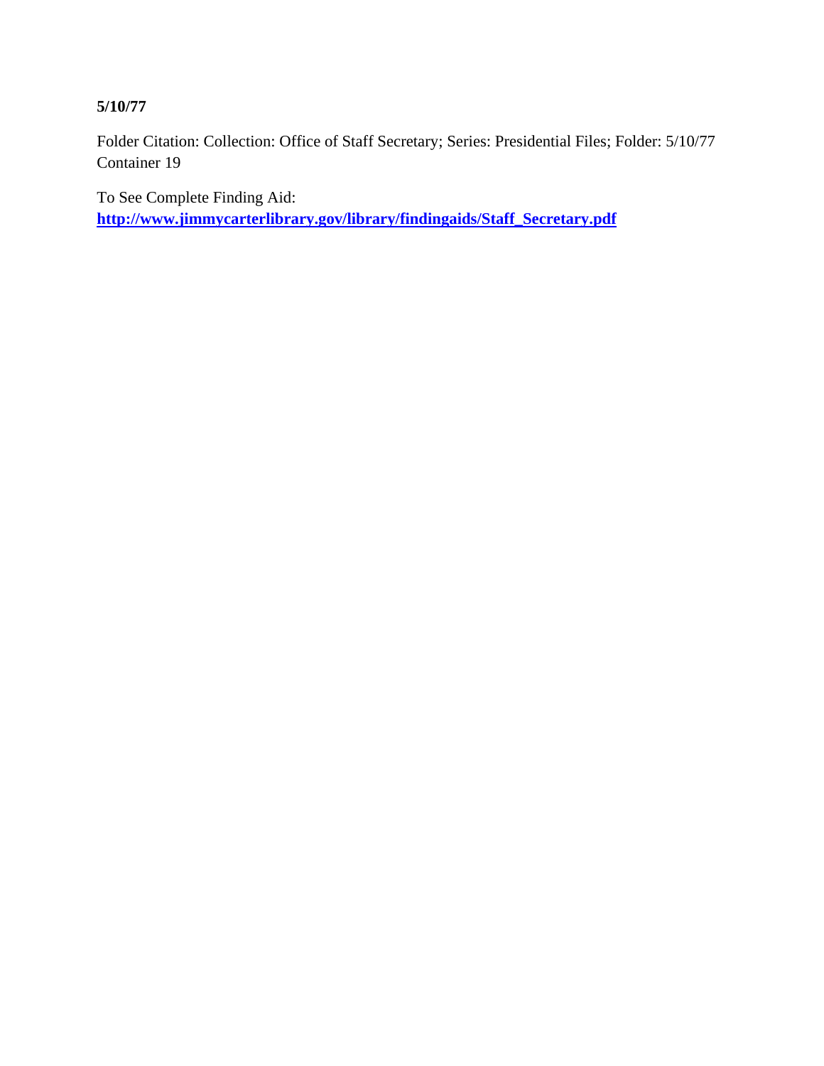**5/10/77**

Folder Citation: Collection: Office of Staff Secretary; Series: Presidential Files; Folder: 5/10/77
Container 19

To See Complete Finding Aid:
**[http://www.jimmycarterlibrary.gov/library/findingaids/Staff_Secretary.pdf](http://www.jimmycarterlibrary.gov/library/findingaids/Staff_Secretary.pdf)**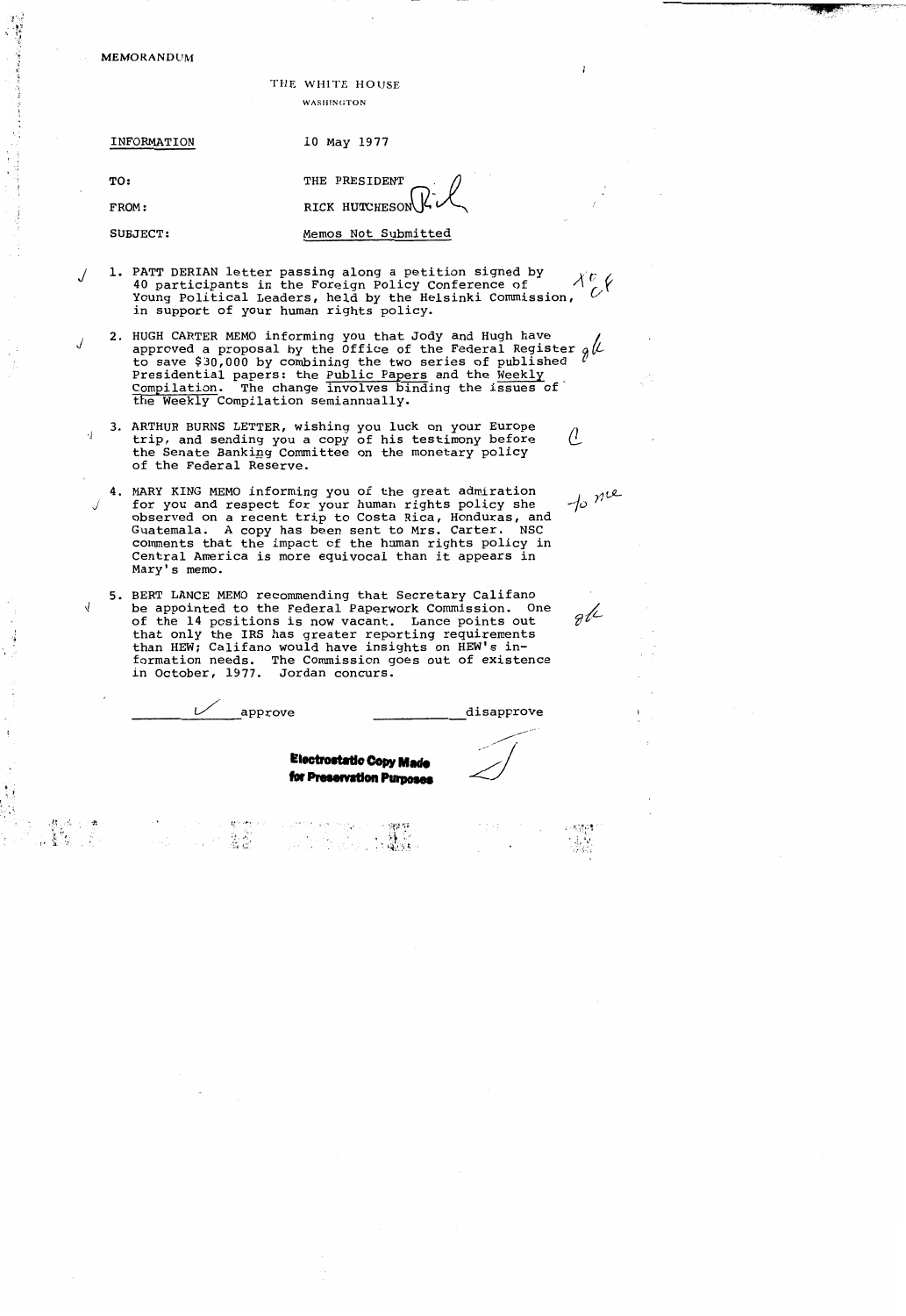MEMORANDUM

THE WHITE HOUSE

WASHINGTON

INFORMATION

10 May 1977

TO: THE PRESIDENT

FROM: RICK HUTCHESON

SUBJECT: Memos Not Submitted

1. PATT DERIAN letter passing along a petition signed by 40 participants in the Foreign Policy Conference of Young Political Leaders, held by the Helsinki Commission, in support of your human rights policy.

2. HUGH CARTER MEMO informing you that Jody and Hugh have approved a proposal by the Office of the Federal Register to save $30,000 by combining the two series of published Presidential papers: the Public Papers and the Weekly Compilation. The change involves binding the issues of the Weekly Compilation semiannually.

3. ARTHUR BURNS LETTER, wishing you luck on your Europe trip, and sending you a copy of his testimony before the Senate Banking Committee on the monetary policy of the Federal Reserve.

4. MARY KING MEMO informing you of the great admiration for you and respect for your human rights policy she observed on a recent trip to Costa Rica, Honduras, and Guatemala. A copy has been sent to Mrs. Carter. NSC comments that the impact of the human rights policy in Central America is more equivocal than it appears in Mary's memo.

5. BERT LANCE MEMO recommending that Secretary Califano be appointed to the Federal Paperwork Commission. One of the 14 positions is now vacant. Lance points out that only the IRS has greater reporting requirements than HEW; Califano would have insights on HEW's information needs. The Commission goes out of existence in October, 1977. Jordan concurs.

✓ approve _______ disapprove

**Electrostatic Copy Made for Preservation Purposes**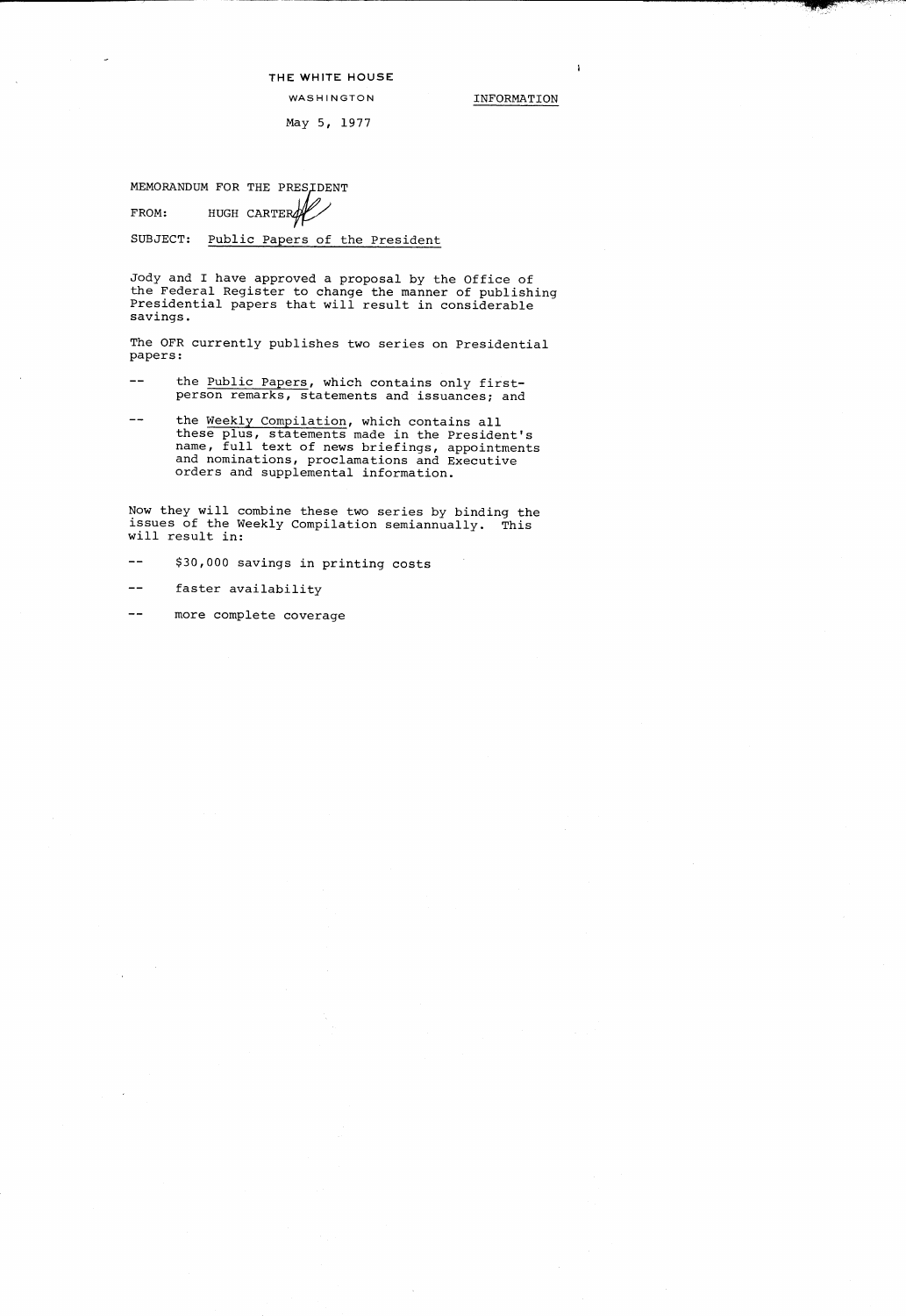THE WHITE HOUSE

WASHINGTON

INFORMATION

May 5, 1977

MEMORANDUM FOR THE PRESIDENT

FROM: HUGH CARTER

SUBJECT: Public Papers of the President

Jody and I have approved a proposal by the Office of the Federal Register to change the manner of publishing Presidential papers that will result in considerable savings.

The OFR currently publishes two series on Presidential papers:

-- the Public Papers, which contains only first-person remarks, statements and issuances; and

-- the Weekly Compilation, which contains all these plus, statements made in the President's name, full text of news briefings, appointments and nominations, proclamations and Executive orders and supplemental information.

Now they will combine these two series by binding the issues of the Weekly Compilation semiannually. This will result in:

-- $30,000 savings in printing costs

-- faster availability

-- more complete coverage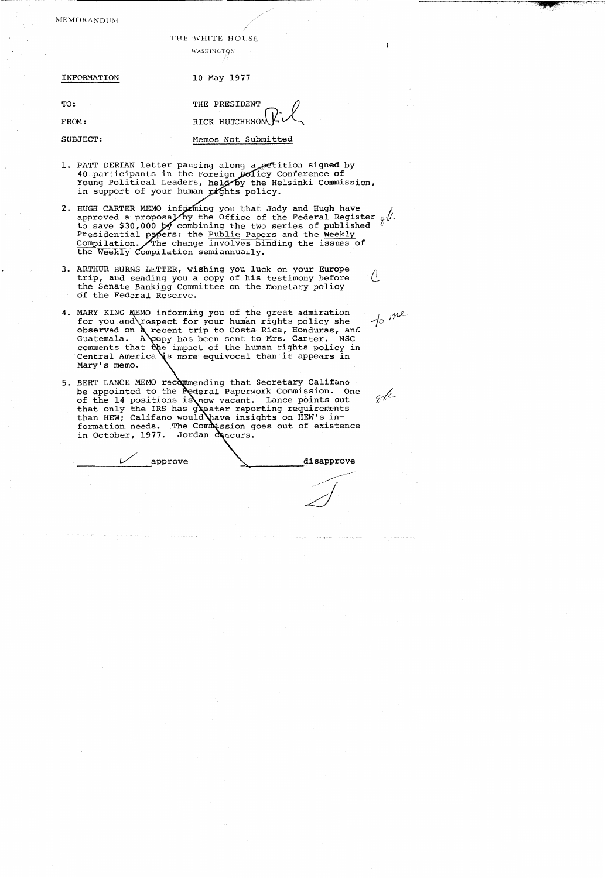MEMORANDUM

THE WHITE HOUSE

WASHINGTON

INFORMATION 10 May 1977

TO: THE PRESIDENT

FROM: RICK HUTCHESON

SUBJECT: Memos Not Submitted

1. PATT DERIAN letter passing along a petition signed by 40 participants in the Foreign Policy Conference of Young Political Leaders, held by the Helsinki Commission, in support of your human rights policy.

2. HUGH CARTER MEMO informing you that Jody and Hugh have approved a proposal by the Office of the Federal Register to save $30,000 by combining the two series of published Presidential papers: the Public Papers and the Weekly Compilation. The change involves binding the issues of the Weekly Compilation semiannually.

3. ARTHUR BURNS LETTER, wishing you luck on your Europe trip, and sending you a copy of his testimony before the Senate Banking Committee on the monetary policy of the Federal Reserve.

4. MARY KING MEMO informing you of the great admiration for you and respect for your human rights policy she observed on a recent trip to Costa Rica, Honduras, and Guatemala. A copy has been sent to Mrs. Carter. NSC comments that the impact of the human rights policy in Central America is more equivocal than it appears in Mary's memo.

5. BERT LANCE MEMO recommending that Secretary Califano be appointed to the Federal Paperwork Commission. One of the 14 positions is now vacant. Lance points out that only the IRS has greater reporting requirements than HEW; Califano would have insights on HEW's information needs. The Commission goes out of existence in October, 1977. Jordan concurs.

✓ approve _______ disapprove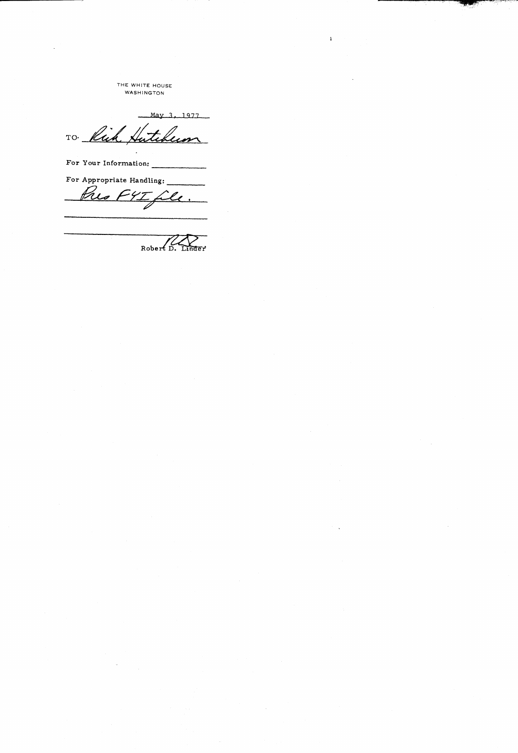THE WHITE HOUSE
WASHINGTON

May 3, 1977

TO: Rick Hutcheson

For Your Information: ____________

For Appropriate Handling: ________

Pres FYI file.

Robert D. Linder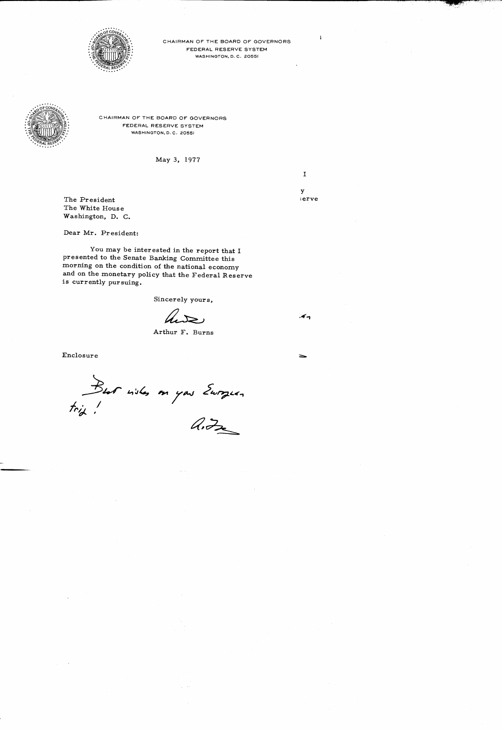CHAIRMAN OF THE BOARD OF GOVERNORS
FEDERAL RESERVE SYSTEM
WASHINGTON, D. C. 20551

CHAIRMAN OF THE BOARD OF GOVERNORS
FEDERAL RESERVE SYSTEM
WASHINGTON, D. C. 20551

May 3, 1977

The President
The White House
Washington, D. C.

Dear Mr. President:

You may be interested in the report that I presented to the Senate Banking Committee this morning on the condition of the national economy and on the monetary policy that the Federal Reserve is currently pursuing.

Sincerely yours,

Arthur F. Burns

Enclosure

Best wishes on your European trip!

A. F. B.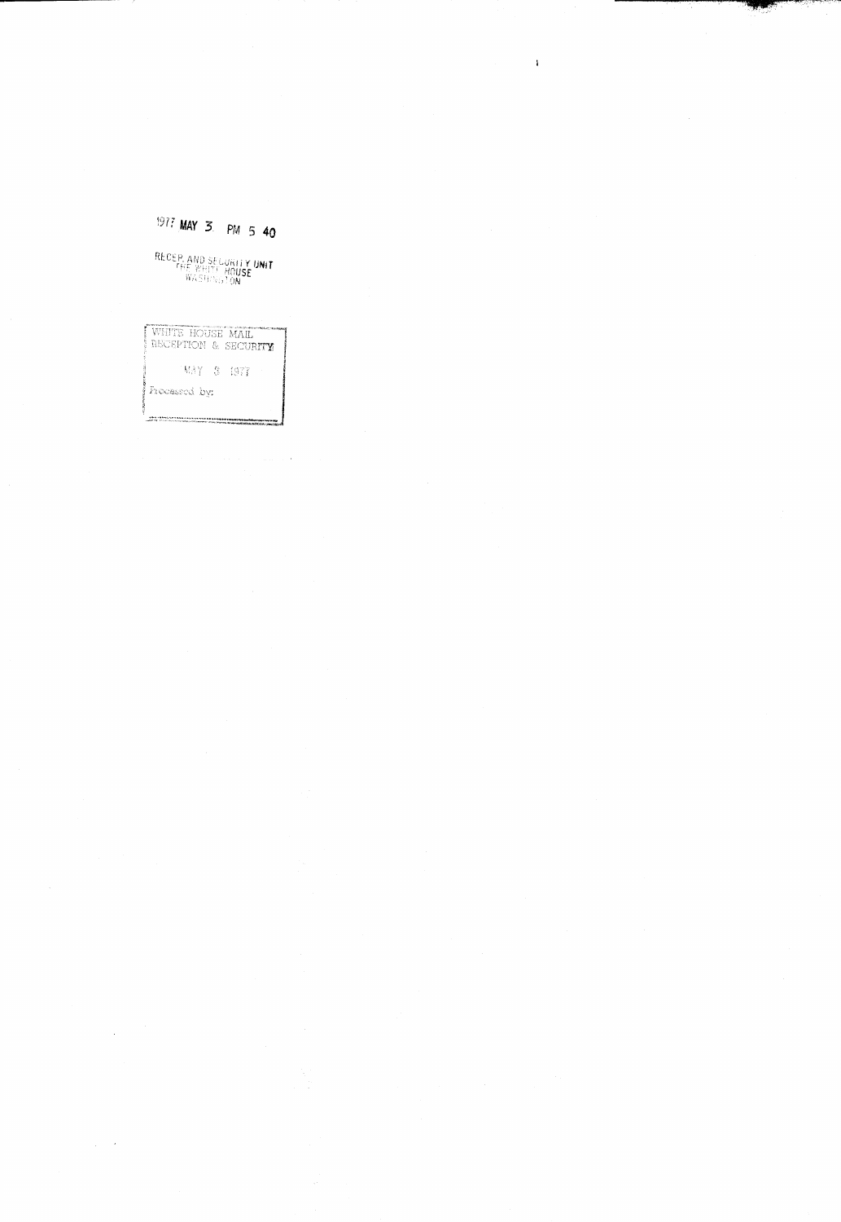1977 MAY 3 PM 5 40

RECEP. AND SECURITY UNIT
THE WHITE HOUSE
WASHINGTON

WHITE HOUSE MAIL
RECEPTION & SECURITY

MAY 3 1977

Processed by: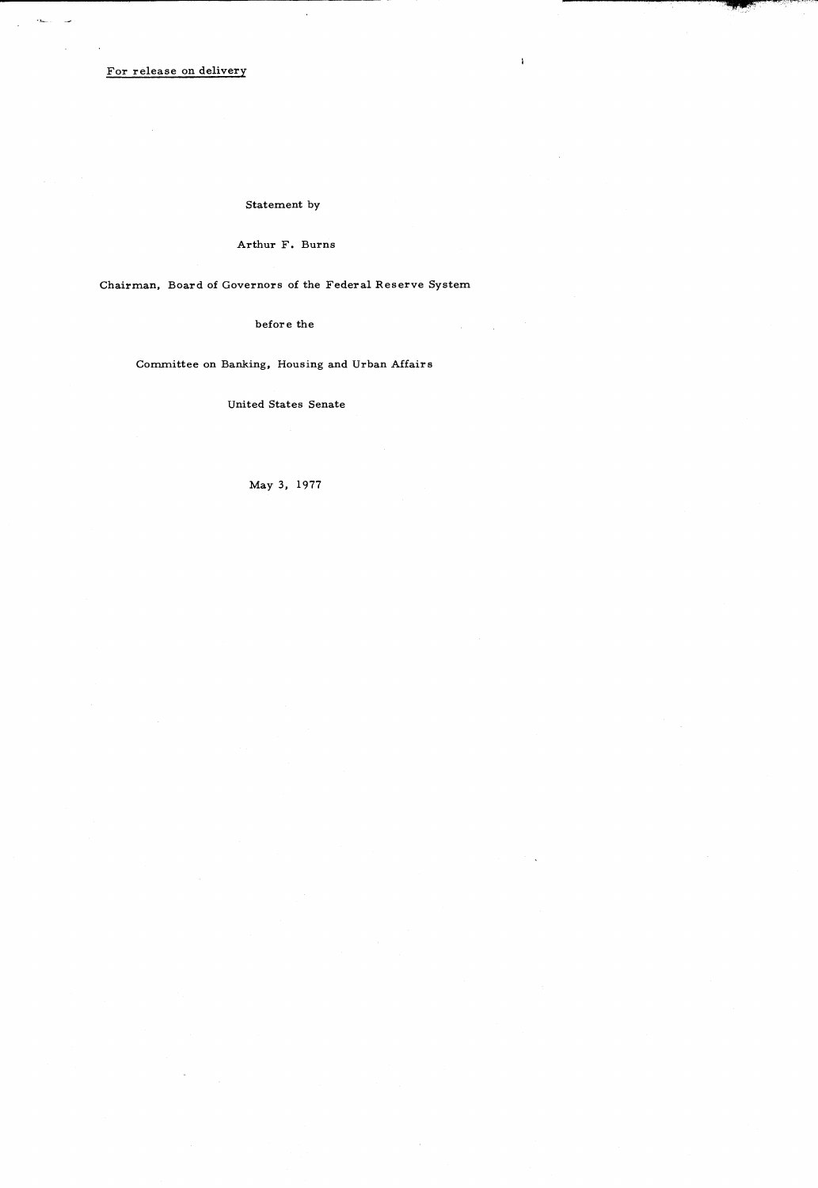For release on delivery

Statement by

Arthur F. Burns

Chairman, Board of Governors of the Federal Reserve System

before the

Committee on Banking, Housing and Urban Affairs

United States Senate

May 3, 1977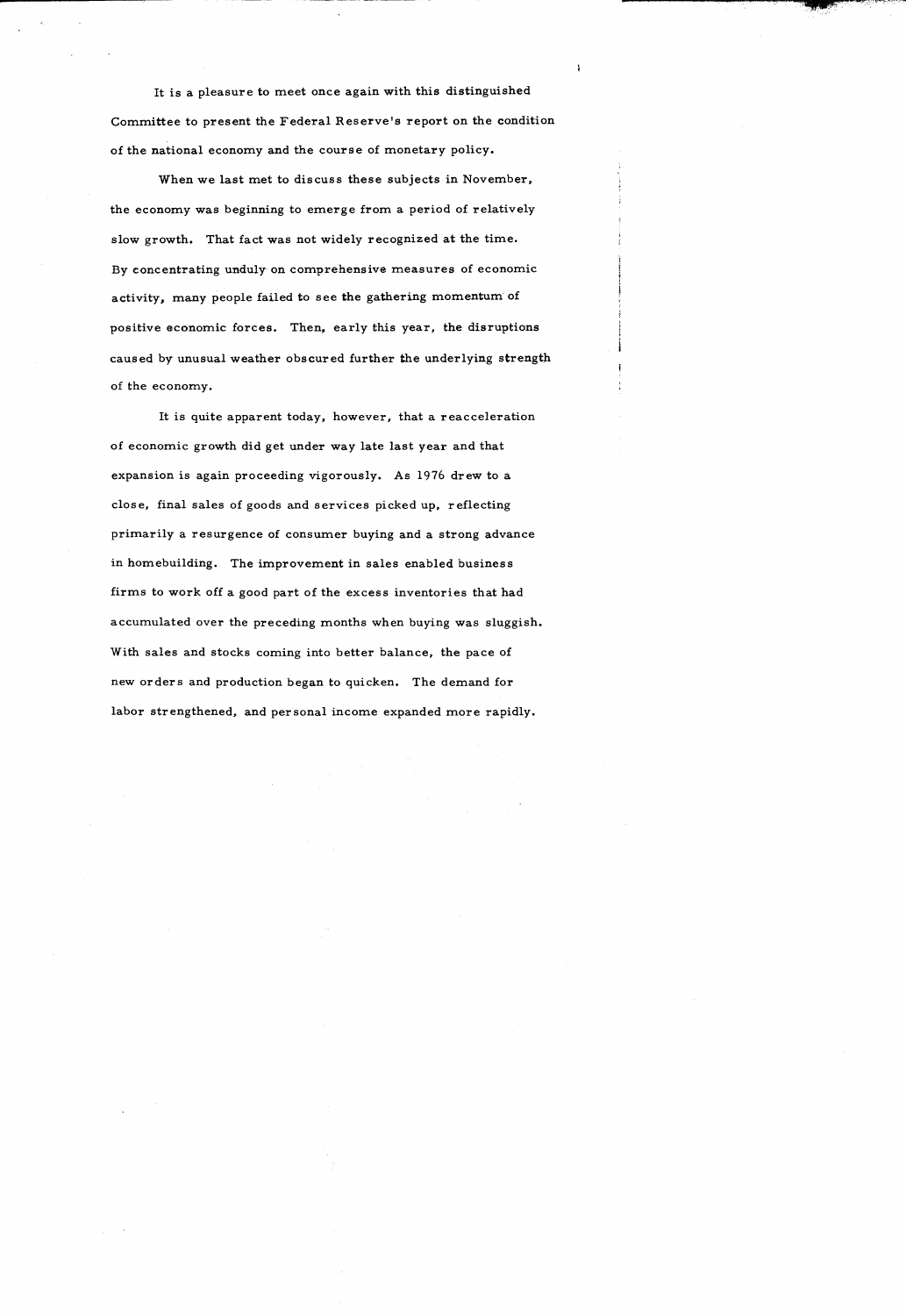It is a pleasure to meet once again with this distinguished Committee to present the Federal Reserve's report on the condition of the national economy and the course of monetary policy.

When we last met to discuss these subjects in November, the economy was beginning to emerge from a period of relatively slow growth. That fact was not widely recognized at the time. By concentrating unduly on comprehensive measures of economic activity, many people failed to see the gathering momentum of positive economic forces. Then, early this year, the disruptions caused by unusual weather obscured further the underlying strength of the economy.

It is quite apparent today, however, that a reacceleration of economic growth did get under way late last year and that expansion is again proceeding vigorously. As 1976 drew to a close, final sales of goods and services picked up, reflecting primarily a resurgence of consumer buying and a strong advance in homebuilding. The improvement in sales enabled business firms to work off a good part of the excess inventories that had accumulated over the preceding months when buying was sluggish. With sales and stocks coming into better balance, the pace of new orders and production began to quicken. The demand for labor strengthened, and personal income expanded more rapidly.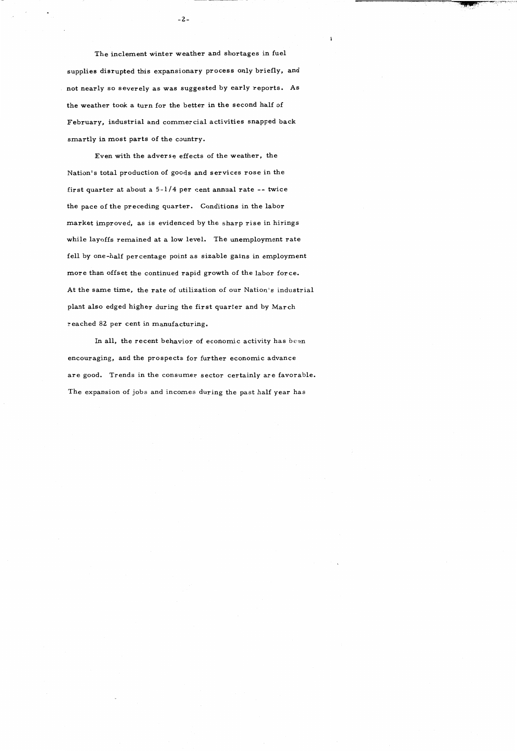The inclement winter weather and shortages in fuel supplies disrupted this expansionary process only briefly, and not nearly so severely as was suggested by early reports. As the weather took a turn for the better in the second half of February, industrial and commercial activities snapped back smartly in most parts of the country.

Even with the adverse effects of the weather, the Nation's total production of goods and services rose in the first quarter at about a 5-1/4 per cent annual rate -- twice the pace of the preceding quarter. Conditions in the labor market improved, as is evidenced by the sharp rise in hirings while layoffs remained at a low level. The unemployment rate fell by one-half percentage point as sizable gains in employment more than offset the continued rapid growth of the labor force. At the same time, the rate of utilization of our Nation's industrial plant also edged higher during the first quarter and by March reached 82 per cent in manufacturing.

In all, the recent behavior of economic activity has been encouraging, and the prospects for further economic advance are good. Trends in the consumer sector certainly are favorable. The expansion of jobs and incomes during the past half year has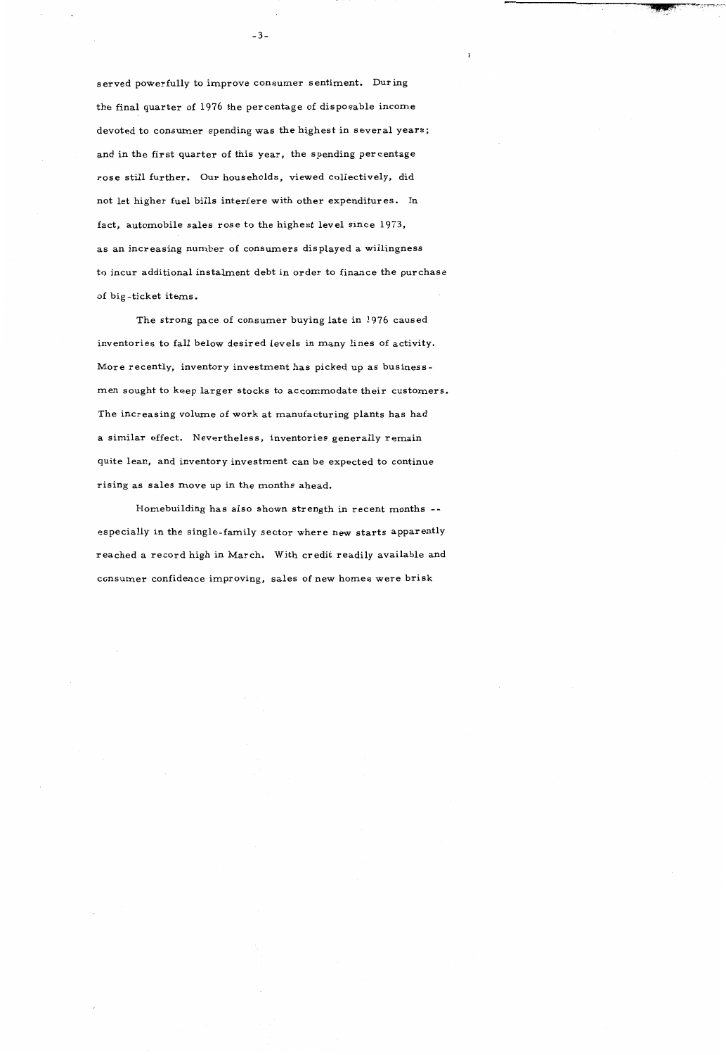served powerfully to improve consumer sentiment. During the final quarter of 1976 the percentage of disposable income devoted to consumer spending was the highest in several years; and in the first quarter of this year, the spending percentage rose still further. Our households, viewed collectively, did not let higher fuel bills interfere with other expenditures. In fact, automobile sales rose to the highest level since 1973, as an increasing number of consumers displayed a willingness to incur additional instalment debt in order to finance the purchase of big-ticket items.

The strong pace of consumer buying late in 1976 caused inventories to fall below desired levels in many lines of activity. More recently, inventory investment has picked up as businessmen sought to keep larger stocks to accommodate their customers. The increasing volume of work at manufacturing plants has had a similar effect. Nevertheless, inventories generally remain quite lean, and inventory investment can be expected to continue rising as sales move up in the months ahead.

Homebuilding has also shown strength in recent months -- especially in the single-family sector where new starts apparently reached a record high in March. With credit readily available and consumer confidence improving, sales of new homes were brisk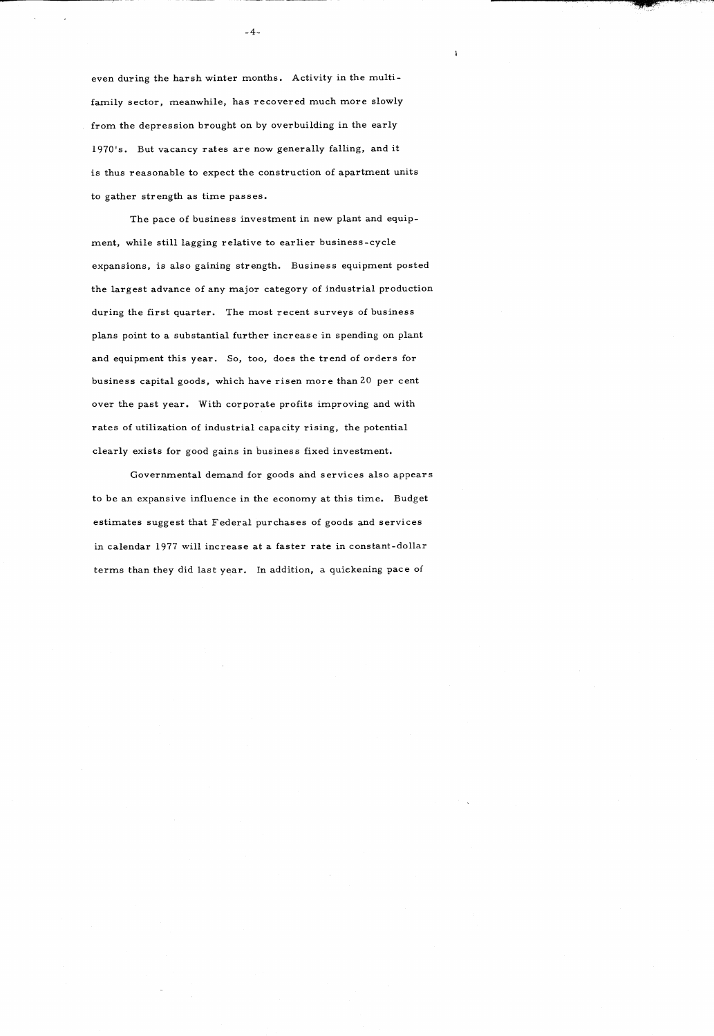even during the harsh winter months. Activity in the multi-family sector, meanwhile, has recovered much more slowly from the depression brought on by overbuilding in the early 1970's. But vacancy rates are now generally falling, and it is thus reasonable to expect the construction of apartment units to gather strength as time passes.

The pace of business investment in new plant and equipment, while still lagging relative to earlier business-cycle expansions, is also gaining strength. Business equipment posted the largest advance of any major category of industrial production during the first quarter. The most recent surveys of business plans point to a substantial further increase in spending on plant and equipment this year. So, too, does the trend of orders for business capital goods, which have risen more than 20 per cent over the past year. With corporate profits improving and with rates of utilization of industrial capacity rising, the potential clearly exists for good gains in business fixed investment.

Governmental demand for goods and services also appears to be an expansive influence in the economy at this time. Budget estimates suggest that Federal purchases of goods and services in calendar 1977 will increase at a faster rate in constant-dollar terms than they did last year. In addition, a quickening pace of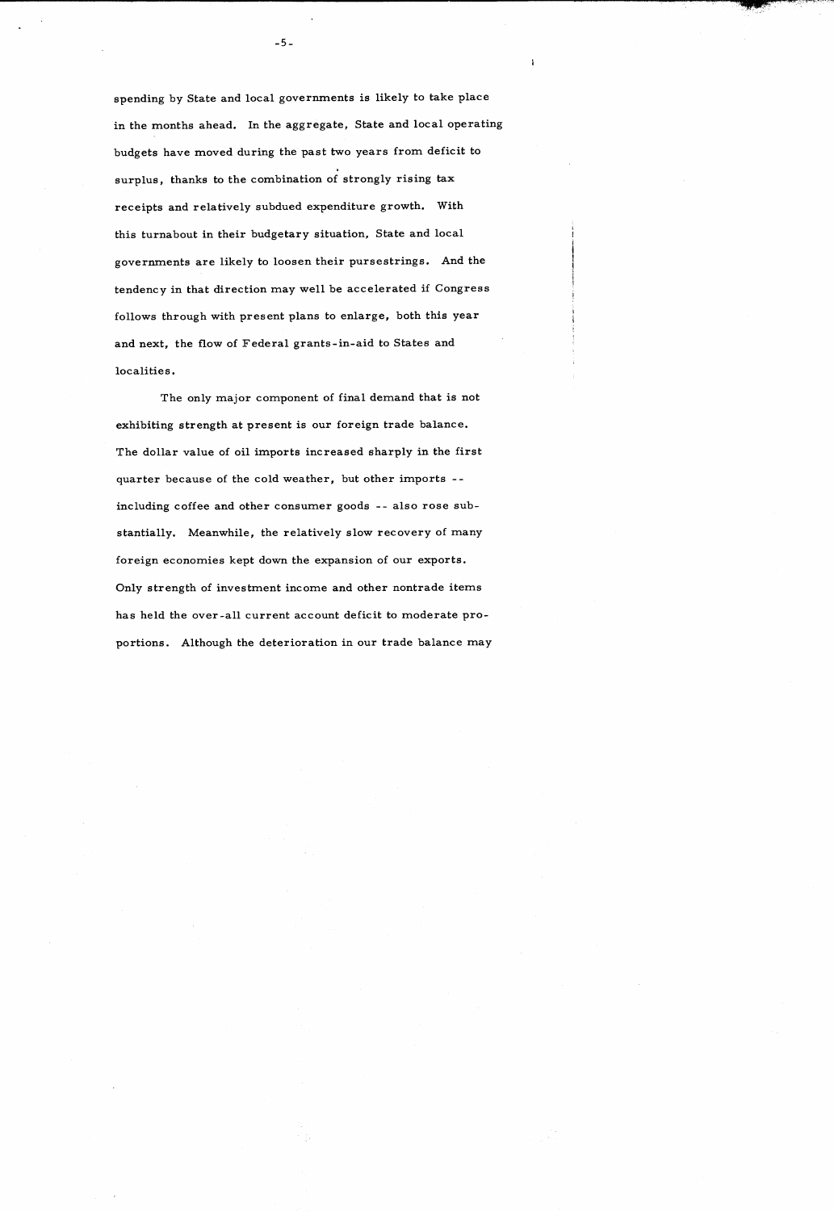spending by State and local governments is likely to take place in the months ahead. In the aggregate, State and local operating budgets have moved during the past two years from deficit to surplus, thanks to the combination of strongly rising tax receipts and relatively subdued expenditure growth. With this turnabout in their budgetary situation, State and local governments are likely to loosen their pursestrings. And the tendency in that direction may well be accelerated if Congress follows through with present plans to enlarge, both this year and next, the flow of Federal grants-in-aid to States and localities.

The only major component of final demand that is not exhibiting strength at present is our foreign trade balance. The dollar value of oil imports increased sharply in the first quarter because of the cold weather, but other imports -- including coffee and other consumer goods -- also rose substantially. Meanwhile, the relatively slow recovery of many foreign economies kept down the expansion of our exports. Only strength of investment income and other nontrade items has held the over-all current account deficit to moderate proportions. Although the deterioration in our trade balance may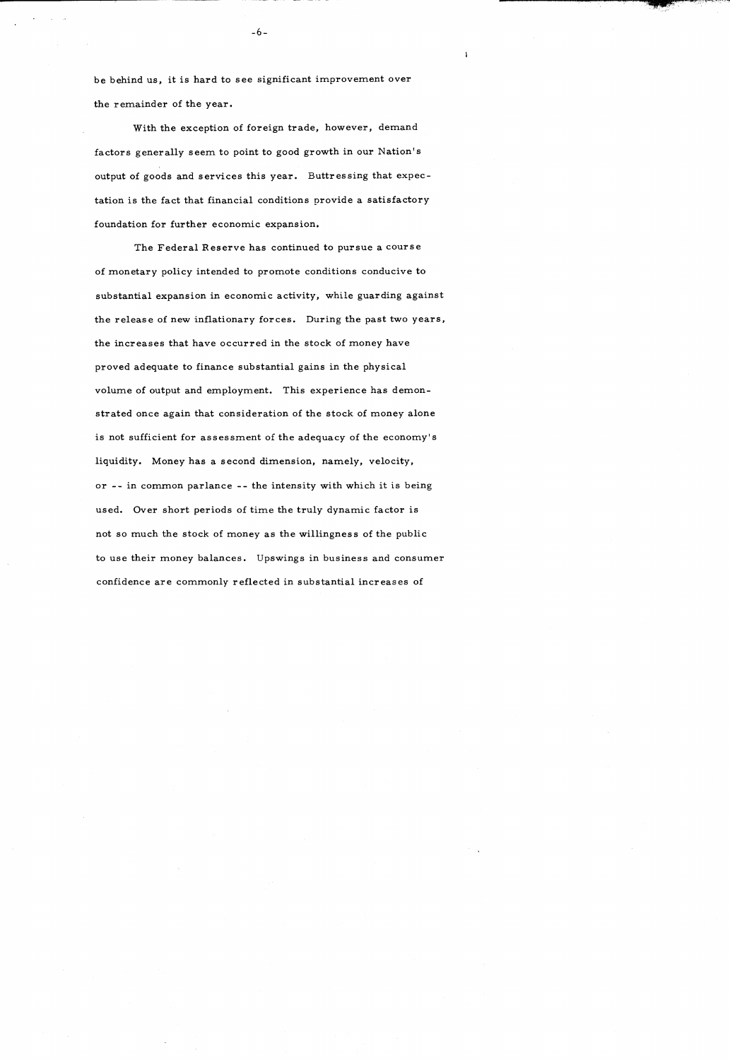be behind us, it is hard to see significant improvement over the remainder of the year.

With the exception of foreign trade, however, demand factors generally seem to point to good growth in our Nation's output of goods and services this year. Buttressing that expectation is the fact that financial conditions provide a satisfactory foundation for further economic expansion.

The Federal Reserve has continued to pursue a course of monetary policy intended to promote conditions conducive to substantial expansion in economic activity, while guarding against the release of new inflationary forces. During the past two years, the increases that have occurred in the stock of money have proved adequate to finance substantial gains in the physical volume of output and employment. This experience has demonstrated once again that consideration of the stock of money alone is not sufficient for assessment of the adequacy of the economy's liquidity. Money has a second dimension, namely, velocity, or -- in common parlance -- the intensity with which it is being used. Over short periods of time the truly dynamic factor is not so much the stock of money as the willingness of the public to use their money balances. Upswings in business and consumer confidence are commonly reflected in substantial increases of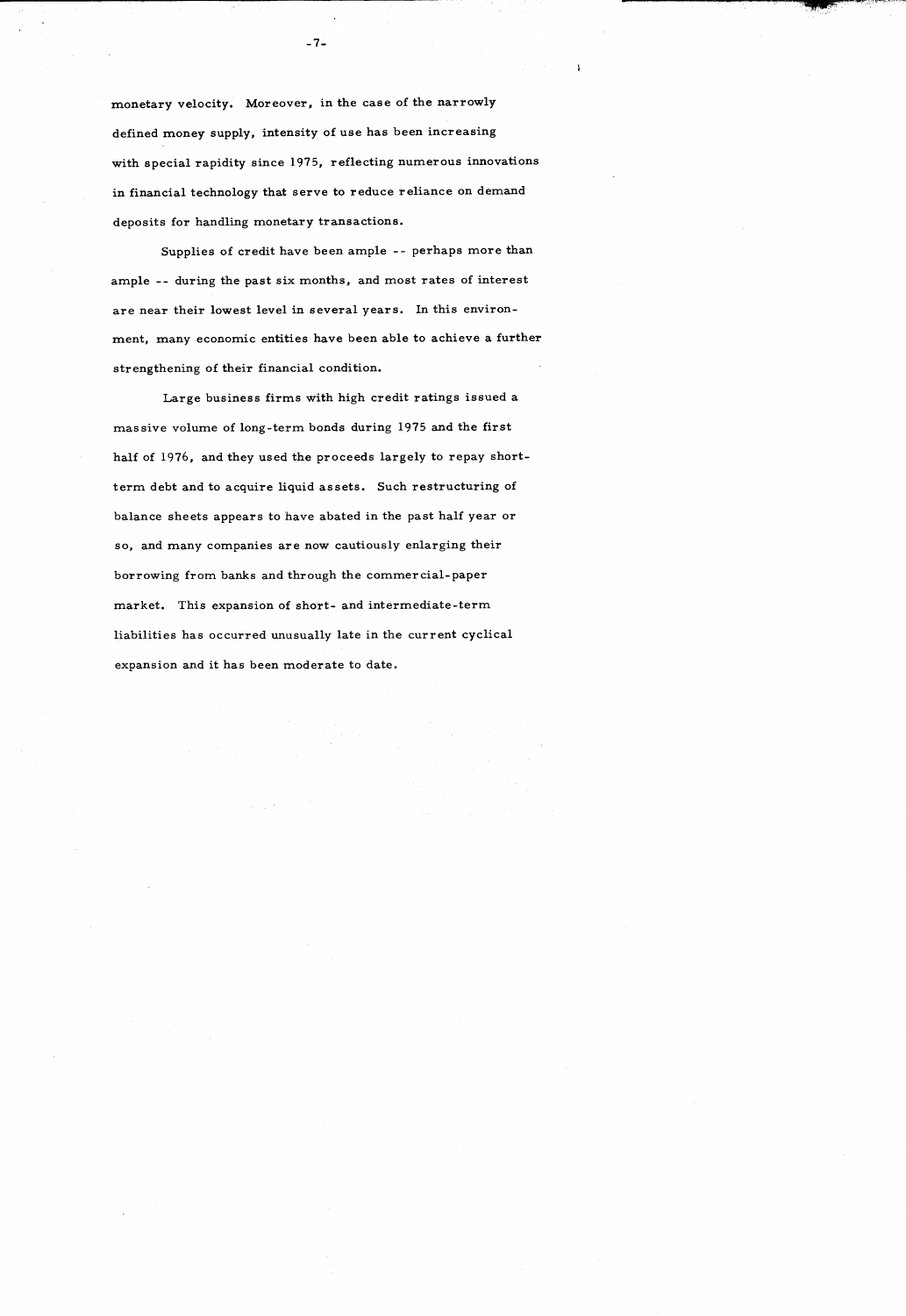monetary velocity. Moreover, in the case of the narrowly defined money supply, intensity of use has been increasing with special rapidity since 1975, reflecting numerous innovations in financial technology that serve to reduce reliance on demand deposits for handling monetary transactions.

Supplies of credit have been ample -- perhaps more than ample -- during the past six months, and most rates of interest are near their lowest level in several years. In this environment, many economic entities have been able to achieve a further strengthening of their financial condition.

Large business firms with high credit ratings issued a massive volume of long-term bonds during 1975 and the first half of 1976, and they used the proceeds largely to repay short-term debt and to acquire liquid assets. Such restructuring of balance sheets appears to have abated in the past half year or so, and many companies are now cautiously enlarging their borrowing from banks and through the commercial-paper market. This expansion of short- and intermediate-term liabilities has occurred unusually late in the current cyclical expansion and it has been moderate to date.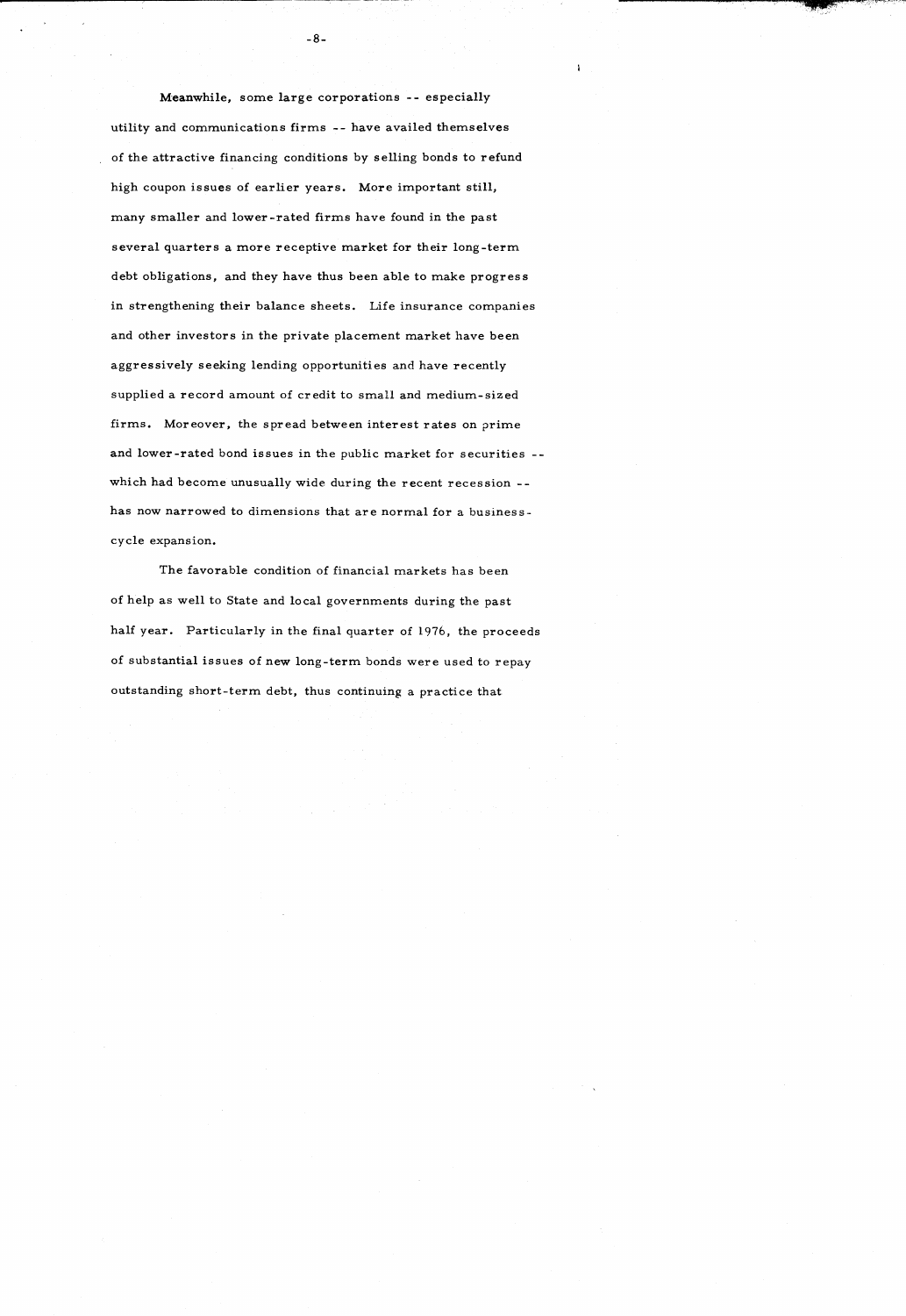Meanwhile, some large corporations -- especially utility and communications firms -- have availed themselves of the attractive financing conditions by selling bonds to refund high coupon issues of earlier years. More important still, many smaller and lower-rated firms have found in the past several quarters a more receptive market for their long-term debt obligations, and they have thus been able to make progress in strengthening their balance sheets. Life insurance companies and other investors in the private placement market have been aggressively seeking lending opportunities and have recently supplied a record amount of credit to small and medium-sized firms. Moreover, the spread between interest rates on prime and lower-rated bond issues in the public market for securities -- which had become unusually wide during the recent recession -- has now narrowed to dimensions that are normal for a business-cycle expansion.

The favorable condition of financial markets has been of help as well to State and local governments during the past half year. Particularly in the final quarter of 1976, the proceeds of substantial issues of new long-term bonds were used to repay outstanding short-term debt, thus continuing a practice that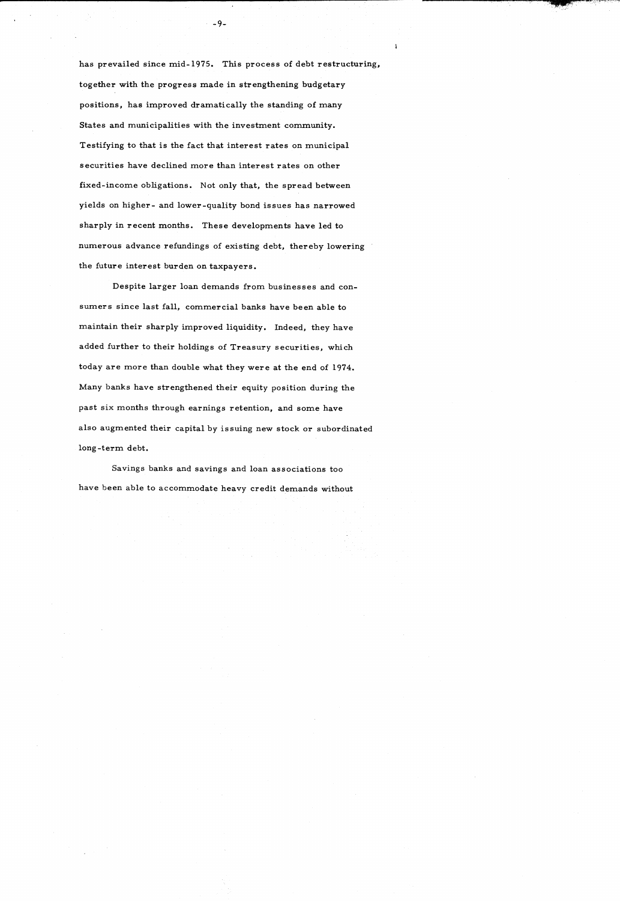has prevailed since mid-1975. This process of debt restructuring, together with the progress made in strengthening budgetary positions, has improved dramatically the standing of many States and municipalities with the investment community. Testifying to that is the fact that interest rates on municipal securities have declined more than interest rates on other fixed-income obligations. Not only that, the spread between yields on higher- and lower-quality bond issues has narrowed sharply in recent months. These developments have led to numerous advance refundings of existing debt, thereby lowering the future interest burden on taxpayers.

Despite larger loan demands from businesses and consumers since last fall, commercial banks have been able to maintain their sharply improved liquidity. Indeed, they have added further to their holdings of Treasury securities, which today are more than double what they were at the end of 1974. Many banks have strengthened their equity position during the past six months through earnings retention, and some have also augmented their capital by issuing new stock or subordinated long-term debt.

Savings banks and savings and loan associations too have been able to accommodate heavy credit demands without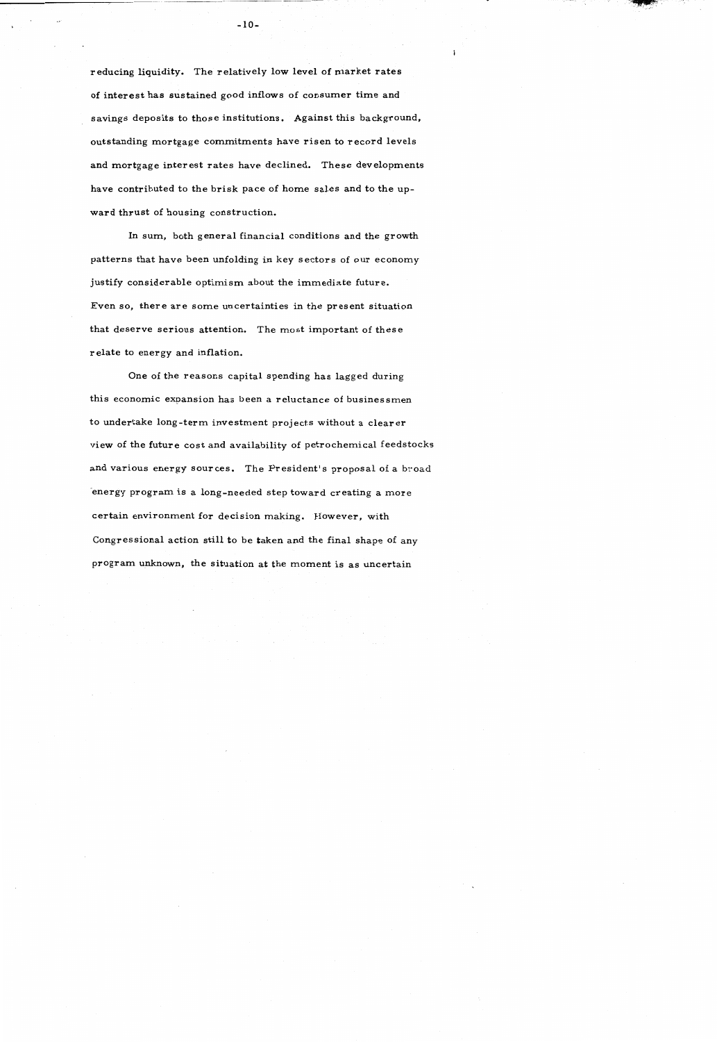reducing liquidity. The relatively low level of market rates of interest has sustained good inflows of consumer time and savings deposits to those institutions. Against this background, outstanding mortgage commitments have risen to record levels and mortgage interest rates have declined. These developments have contributed to the brisk pace of home sales and to the upward thrust of housing construction.

In sum, both general financial conditions and the growth patterns that have been unfolding in key sectors of our economy justify considerable optimism about the immediate future. Even so, there are some uncertainties in the present situation that deserve serious attention. The most important of these relate to energy and inflation.

One of the reasons capital spending has lagged during this economic expansion has been a reluctance of businessmen to undertake long-term investment projects without a clearer view of the future cost and availability of petrochemical feedstocks and various energy sources. The President's proposal of a broad energy program is a long-needed step toward creating a more certain environment for decision making. However, with Congressional action still to be taken and the final shape of any program unknown, the situation at the moment is as uncertain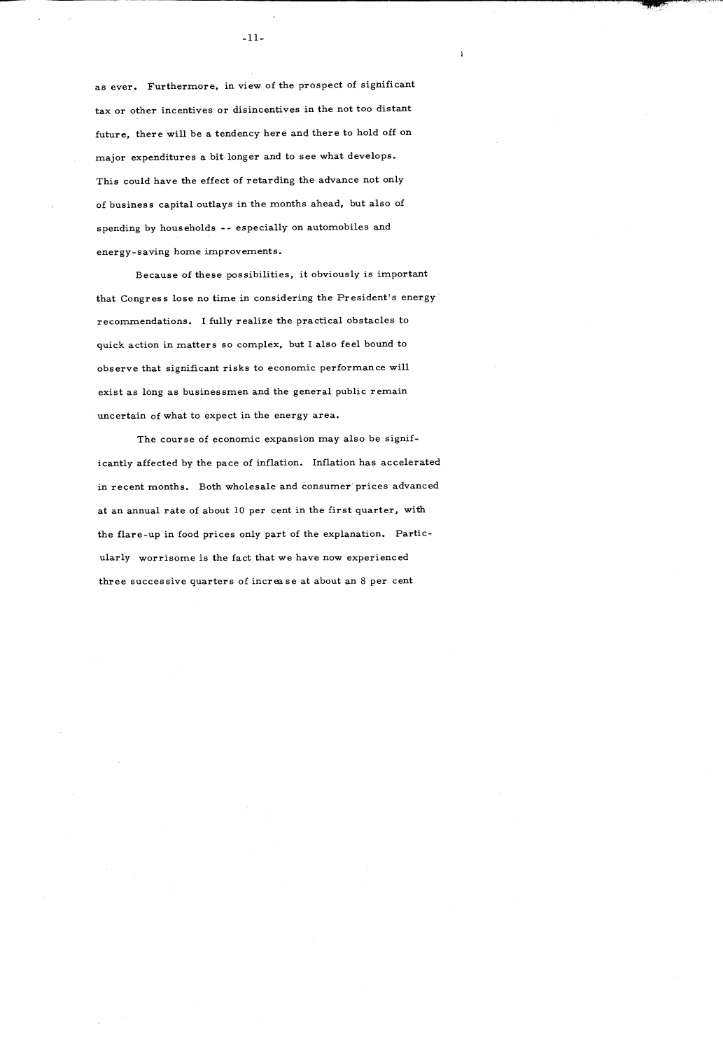as ever. Furthermore, in view of the prospect of significant tax or other incentives or disincentives in the not too distant future, there will be a tendency here and there to hold off on major expenditures a bit longer and to see what develops. This could have the effect of retarding the advance not only of business capital outlays in the months ahead, but also of spending by households -- especially on automobiles and energy-saving home improvements.

Because of these possibilities, it obviously is important that Congress lose no time in considering the President's energy recommendations. I fully realize the practical obstacles to quick action in matters so complex, but I also feel bound to observe that significant risks to economic performance will exist as long as businessmen and the general public remain uncertain of what to expect in the energy area.

The course of economic expansion may also be significantly affected by the pace of inflation. Inflation has accelerated in recent months. Both wholesale and consumer prices advanced at an annual rate of about 10 per cent in the first quarter, with the flare-up in food prices only part of the explanation. Particularly worrisome is the fact that we have now experienced three successive quarters of increase at about an 8 per cent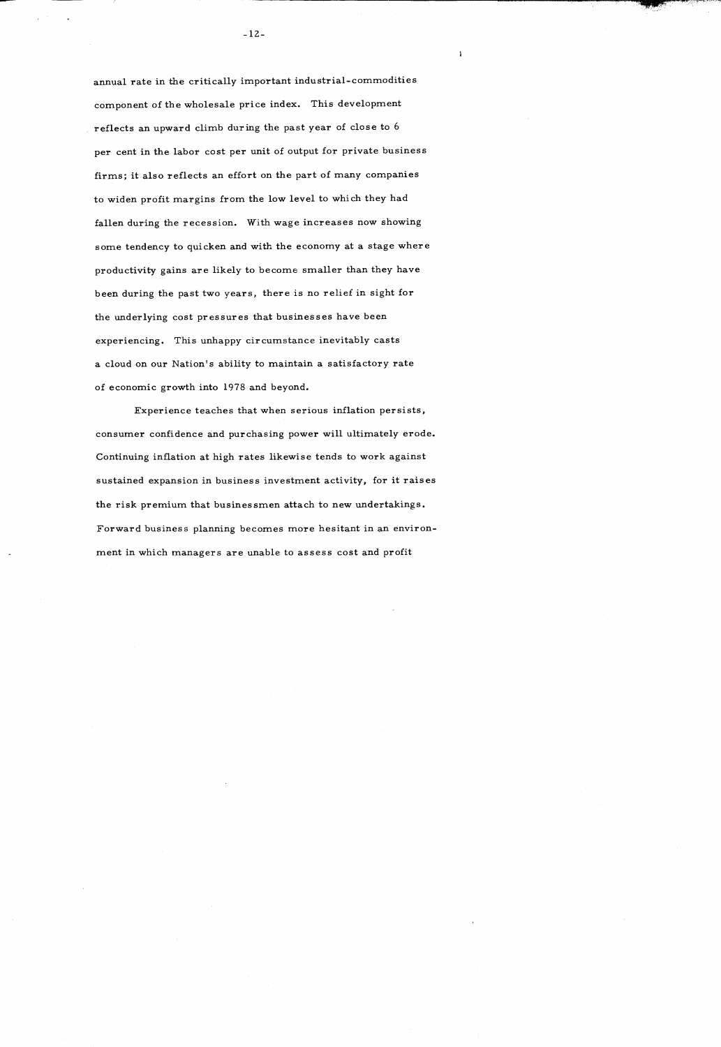annual rate in the critically important industrial-commodities component of the wholesale price index. This development reflects an upward climb during the past year of close to 6 per cent in the labor cost per unit of output for private business firms; it also reflects an effort on the part of many companies to widen profit margins from the low level to which they had fallen during the recession. With wage increases now showing some tendency to quicken and with the economy at a stage where productivity gains are likely to become smaller than they have been during the past two years, there is no relief in sight for the underlying cost pressures that businesses have been experiencing. This unhappy circumstance inevitably casts a cloud on our Nation's ability to maintain a satisfactory rate of economic growth into 1978 and beyond.

Experience teaches that when serious inflation persists, consumer confidence and purchasing power will ultimately erode. Continuing inflation at high rates likewise tends to work against sustained expansion in business investment activity, for it raises the risk premium that businessmen attach to new undertakings. Forward business planning becomes more hesitant in an environment in which managers are unable to assess cost and profit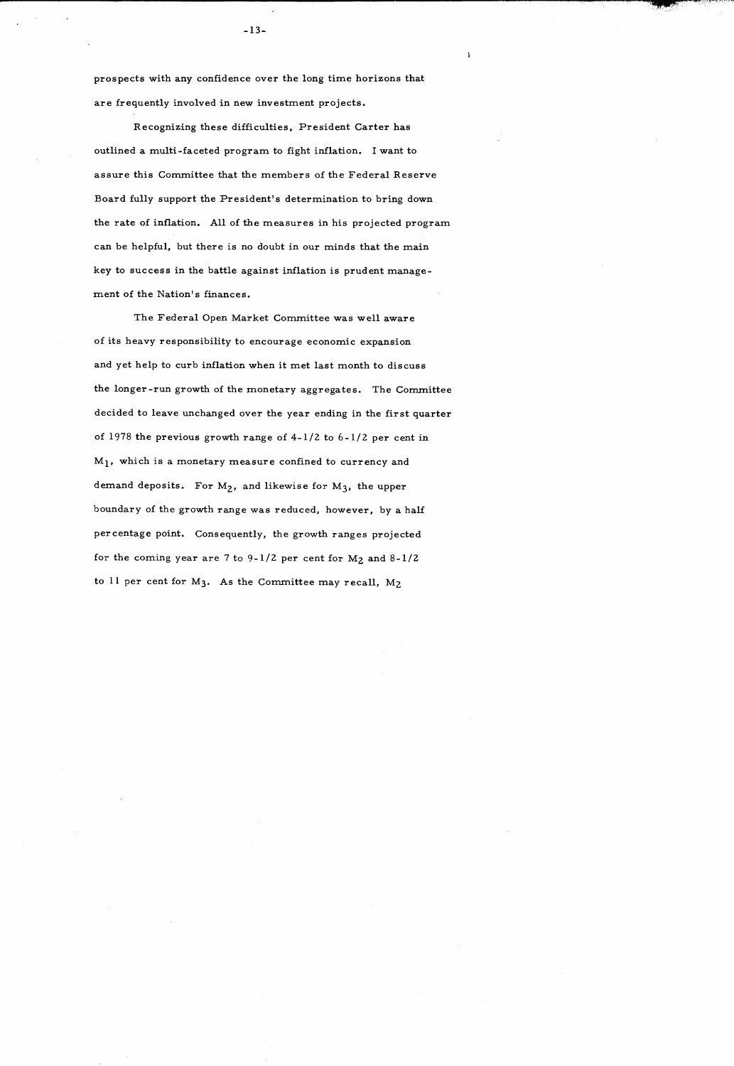prospects with any confidence over the long time horizons that are frequently involved in new investment projects.

Recognizing these difficulties, President Carter has outlined a multi-faceted program to fight inflation. I want to assure this Committee that the members of the Federal Reserve Board fully support the President's determination to bring down the rate of inflation. All of the measures in his projected program can be helpful, but there is no doubt in our minds that the main key to success in the battle against inflation is prudent management of the Nation's finances.

The Federal Open Market Committee was well aware of its heavy responsibility to encourage economic expansion and yet help to curb inflation when it met last month to discuss the longer-run growth of the monetary aggregates. The Committee decided to leave unchanged over the year ending in the first quarter of 1978 the previous growth range of 4-1/2 to 6-1/2 per cent in $M_1$, which is a monetary measure confined to currency and demand deposits. For $M_2$, and likewise for $M_3$, the upper boundary of the growth range was reduced, however, by a half percentage point. Consequently, the growth ranges projected for the coming year are 7 to 9-1/2 per cent for $M_2$ and 8-1/2 to 11 per cent for $M_3$. As the Committee may recall, $M_2$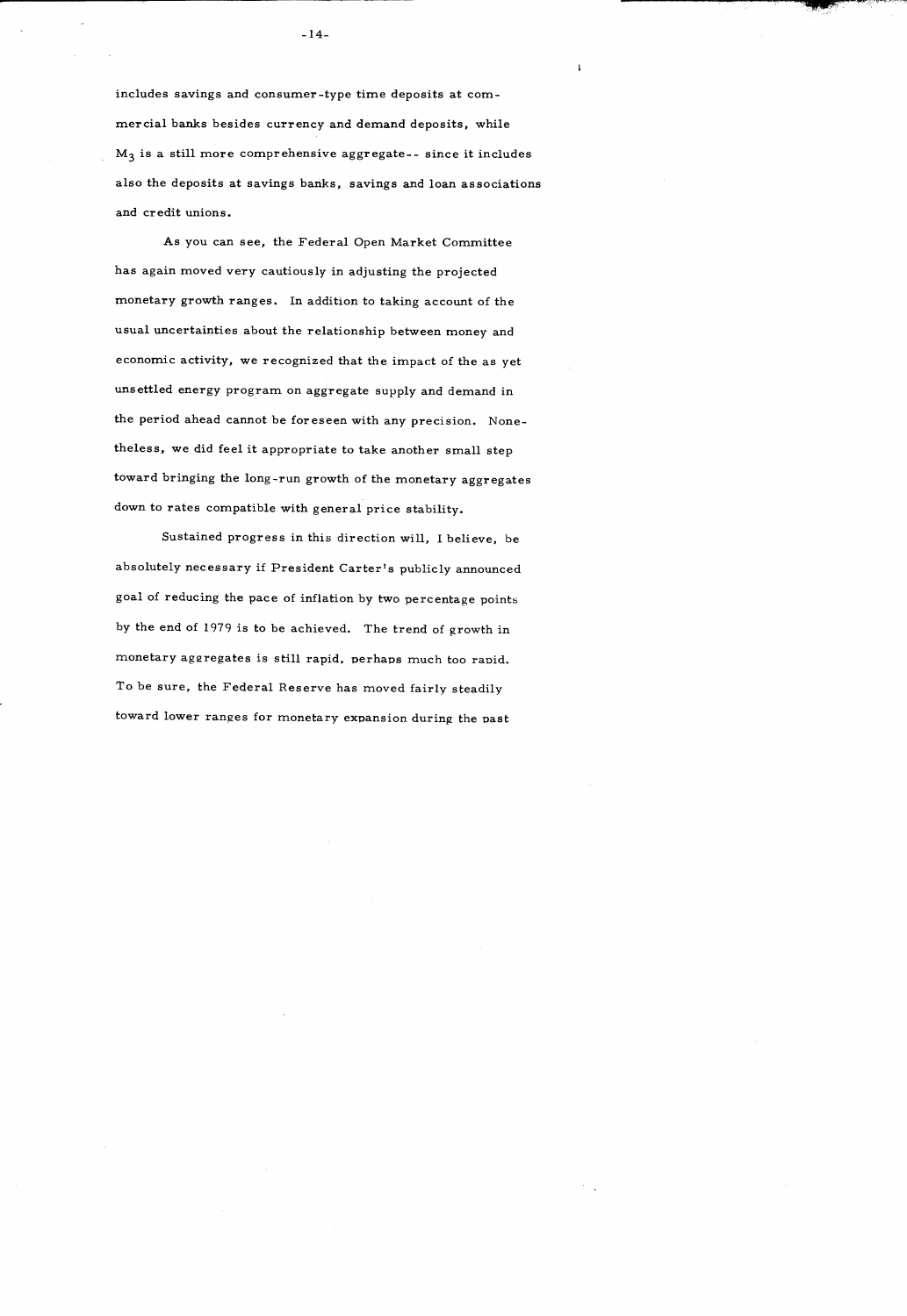includes savings and consumer-type time deposits at commercial banks besides currency and demand deposits, while $M_3$ is a still more comprehensive aggregate-- since it includes also the deposits at savings banks, savings and loan associations and credit unions.

As you can see, the Federal Open Market Committee has again moved very cautiously in adjusting the projected monetary growth ranges. In addition to taking account of the usual uncertainties about the relationship between money and economic activity, we recognized that the impact of the as yet unsettled energy program on aggregate supply and demand in the period ahead cannot be foreseen with any precision. Nonetheless, we did feel it appropriate to take another small step toward bringing the long-run growth of the monetary aggregates down to rates compatible with general price stability.

Sustained progress in this direction will, I believe, be absolutely necessary if President Carter's publicly announced goal of reducing the pace of inflation by two percentage points by the end of 1979 is to be achieved. The trend of growth in monetary aggregates is still rapid, perhaps much too rapid. To be sure, the Federal Reserve has moved fairly steadily toward lower ranges for monetary expansion during the past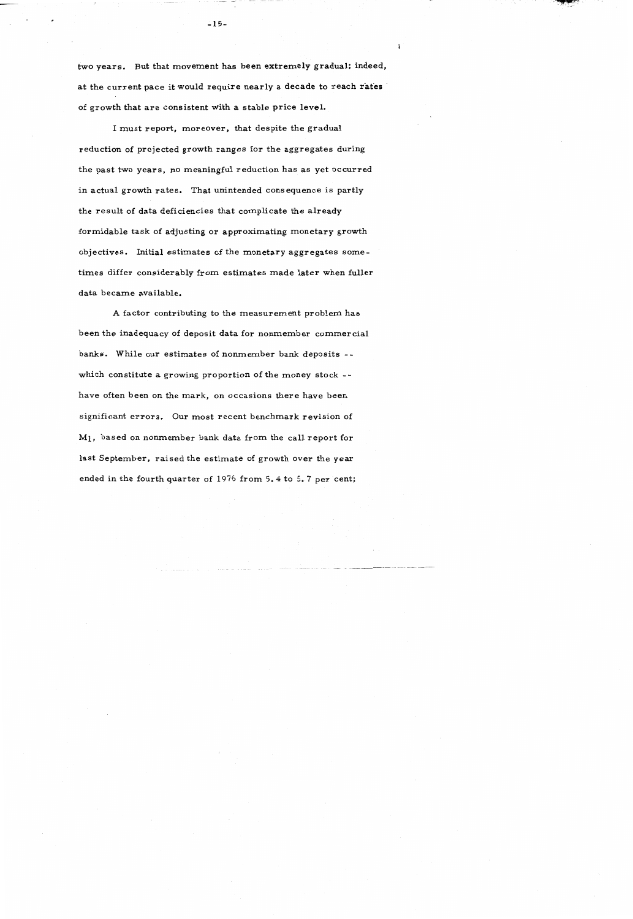two years. But that movement has been extremely gradual; indeed, at the current pace it would require nearly a decade to reach rates of growth that are consistent with a stable price level.

I must report, moreover, that despite the gradual reduction of projected growth ranges for the aggregates during the past two years, no meaningful reduction has as yet occurred in actual growth rates. That unintended consequence is partly the result of data deficiencies that complicate the already formidable task of adjusting or approximating monetary growth objectives. Initial estimates of the monetary aggregates sometimes differ considerably from estimates made later when fuller data became available.

A factor contributing to the measurement problem has been the inadequacy of deposit data for nonmember commercial banks. While our estimates of nonmember bank deposits -- which constitute a growing proportion of the money stock -- have often been on the mark, on occasions there have been significant errors. Our most recent benchmark revision of $M_1$, based on nonmember bank data from the call report for last September, raised the estimate of growth over the year ended in the fourth quarter of 1976 from 5.4 to 5.7 per cent;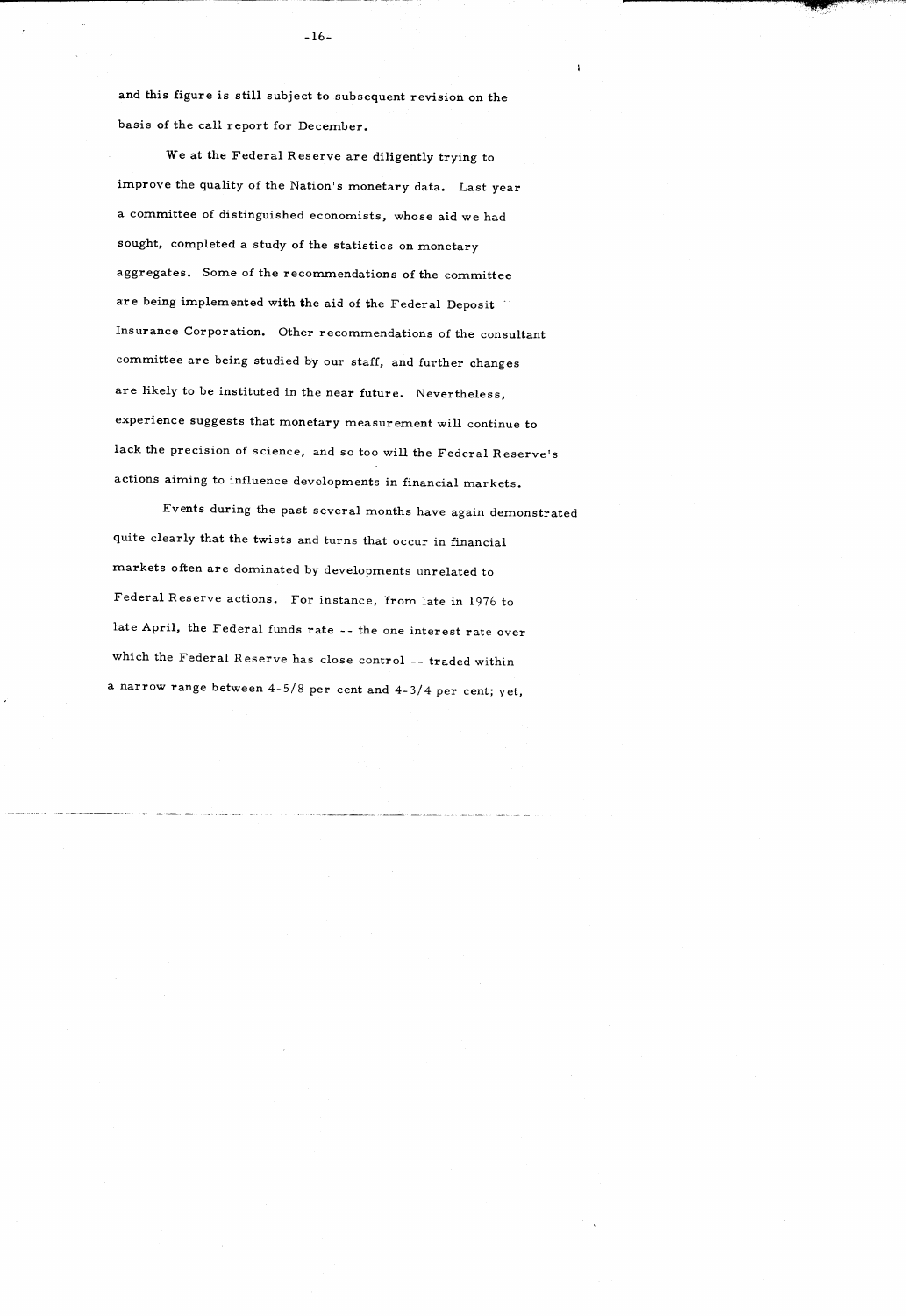and this figure is still subject to subsequent revision on the basis of the call report for December.

We at the Federal Reserve are diligently trying to improve the quality of the Nation's monetary data. Last year a committee of distinguished economists, whose aid we had sought, completed a study of the statistics on monetary aggregates. Some of the recommendations of the committee are being implemented with the aid of the Federal Deposit Insurance Corporation. Other recommendations of the consultant committee are being studied by our staff, and further changes are likely to be instituted in the near future. Nevertheless, experience suggests that monetary measurement will continue to lack the precision of science, and so too will the Federal Reserve's actions aiming to influence developments in financial markets.

Events during the past several months have again demonstrated quite clearly that the twists and turns that occur in financial markets often are dominated by developments unrelated to Federal Reserve actions. For instance, from late in 1976 to late April, the Federal funds rate -- the one interest rate over which the Federal Reserve has close control -- traded within a narrow range between 4-5/8 per cent and 4-3/4 per cent; yet,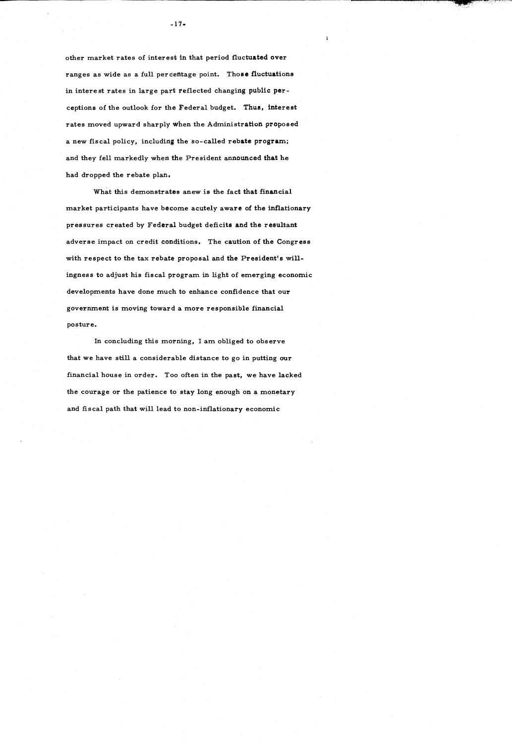other market rates of interest in that period fluctuated over ranges as wide as a full percentage point. Those fluctuations in interest rates in large part reflected changing public perceptions of the outlook for the Federal budget. Thus, interest rates moved upward sharply when the Administration proposed a new fiscal policy, including the so-called rebate program; and they fell markedly when the President announced that he had dropped the rebate plan.

What this demonstrates anew is the fact that financial market participants have become acutely aware of the inflationary pressures created by Federal budget deficits and the resultant adverse impact on credit conditions. The caution of the Congress with respect to the tax rebate proposal and the President's willingness to adjust his fiscal program in light of emerging economic developments have done much to enhance confidence that our government is moving toward a more responsible financial posture.

In concluding this morning, I am obliged to observe that we have still a considerable distance to go in putting our financial house in order. Too often in the past, we have lacked the courage or the patience to stay long enough on a monetary and fiscal path that will lead to non-inflationary economic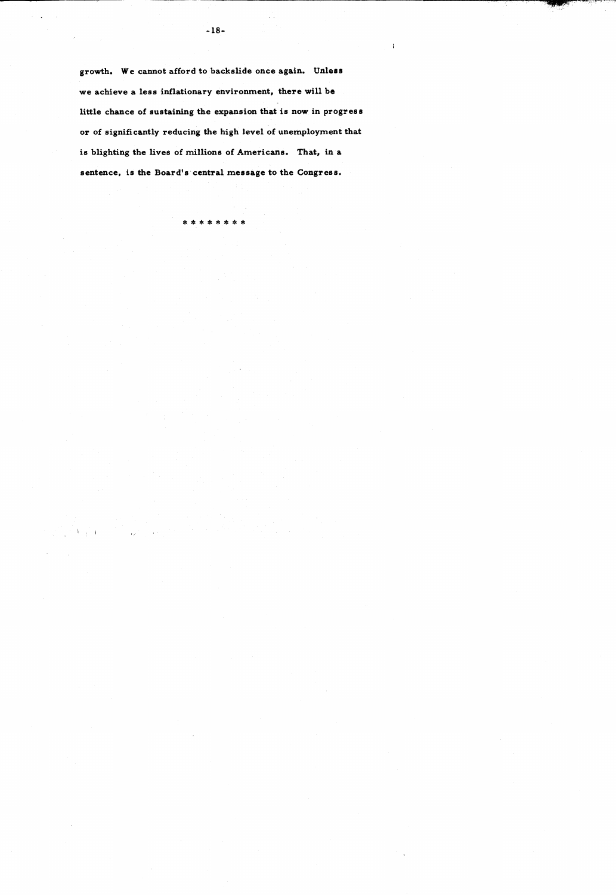growth. We cannot afford to backslide once again. Unless we achieve a less inflationary environment, there will be little chance of sustaining the expansion that is now in progress or of significantly reducing the high level of unemployment that is blighting the lives of millions of Americans. That, in a sentence, is the Board's central message to the Congress.

* * * * * * * *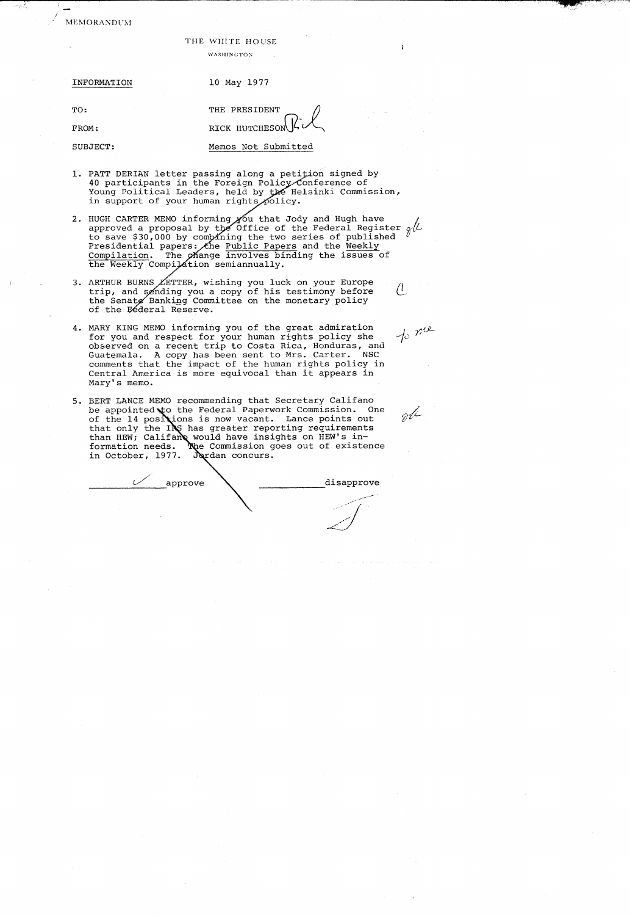MEMORANDUM

THE WHITE HOUSE

WASHINGTON

INFORMATION 10 May 1977

TO: THE PRESIDENT

FROM: RICK HUTCHESON

SUBJECT: Memos Not Submitted

1. PATT DERIAN letter passing along a petition signed by 40 participants in the Foreign Policy Conference of Young Political Leaders, held by the Helsinki Commission, in support of your human rights policy.

2. HUGH CARTER MEMO informing you that Jody and Hugh have approved a proposal by the Office of the Federal Register to save $30,000 by combining the two series of published Presidential papers: the Public Papers and the Weekly Compilation. The change involves binding the issues of the Weekly Compilation semiannually.

3. ARTHUR BURNS LETTER, wishing you luck on your Europe trip, and sending you a copy of his testimony before the Senate Banking Committee on the monetary policy of the Federal Reserve.

4. MARY KING MEMO informing you of the great admiration for you and respect for your human rights policy she observed on a recent trip to Costa Rica, Honduras, and Guatemala. A copy has been sent to Mrs. Carter. NSC comments that the impact of the human rights policy in Central America is more equivocal than it appears in Mary's memo.

5. BERT LANCE MEMO recommending that Secretary Califano be appointed to the Federal Paperwork Commission. One of the 14 positions is now vacant. Lance points out that only the IRS has greater reporting requirements than HEW; Califano would have insights on HEW's information needs. The Commission goes out of existence in October, 1977. Jordan concurs.

✓ approve ______ disapprove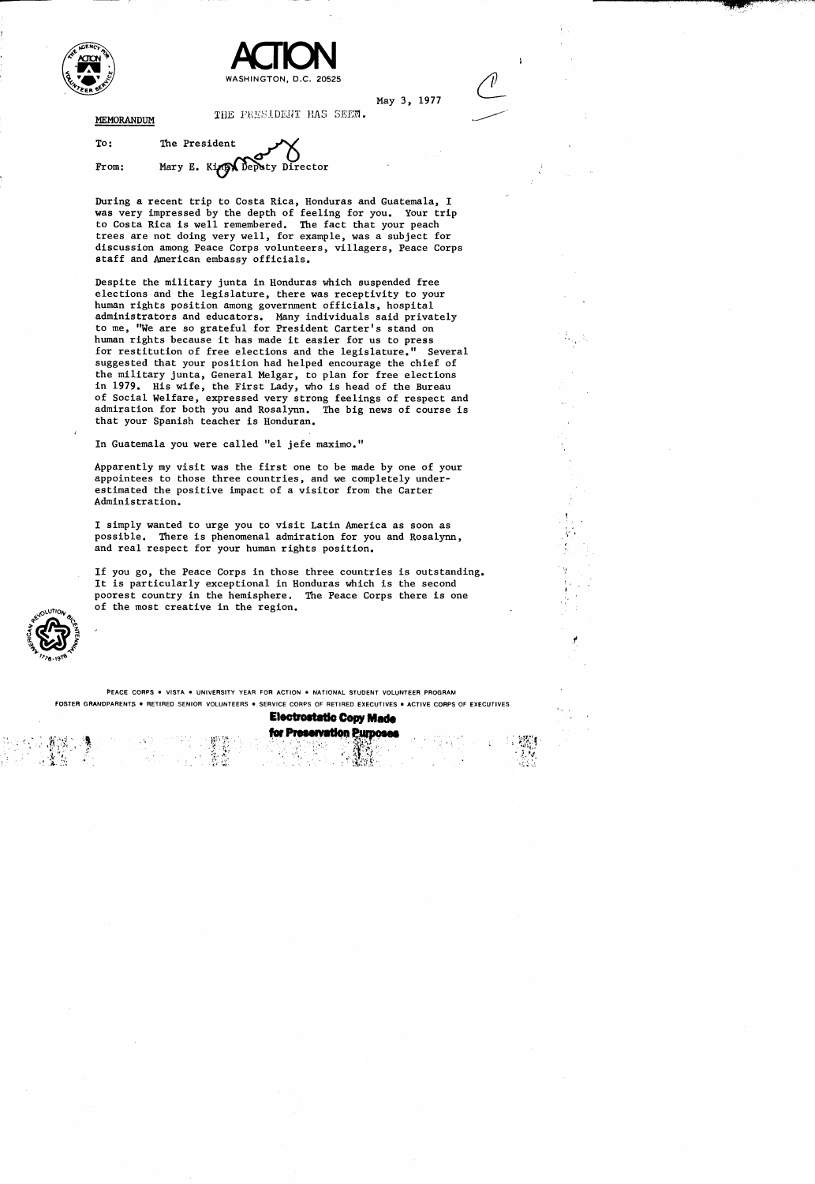# ACTION

WASHINGTON, D.C. 20525

May 3, 1977

THE PRESIDENT HAS SEEN.

**MEMORANDUM**

To: The President

From: Mary E. King, Deputy Director

During a recent trip to Costa Rica, Honduras and Guatemala, I was very impressed by the depth of feeling for you. Your trip to Costa Rica is well remembered. The fact that your peach trees are not doing very well, for example, was a subject for discussion among Peace Corps volunteers, villagers, Peace Corps staff and American embassy officials.

Despite the military junta in Honduras which suspended free elections and the legislature, there was receptivity to your human rights position among government officials, hospital administrators and educators. Many individuals said privately to me, "We are so grateful for President Carter's stand on human rights because it has made it easier for us to press for restitution of free elections and the legislature." Several suggested that your position had helped encourage the chief of the military junta, General Melgar, to plan for free elections in 1979. His wife, the First Lady, who is head of the Bureau of Social Welfare, expressed very strong feelings of respect and admiration for both you and Rosalynn. The big news of course is that your Spanish teacher is Honduran.

In Guatemala you were called "el jefe maximo."

Apparently my visit was the first one to be made by one of your appointees to those three countries, and we completely underestimated the positive impact of a visitor from the Carter Administration.

I simply wanted to urge you to visit Latin America as soon as possible. There is phenomenal admiration for you and Rosalynn, and real respect for your human rights position.

If you go, the Peace Corps in those three countries is outstanding. It is particularly exceptional in Honduras which is the second poorest country in the hemisphere. The Peace Corps there is one of the most creative in the region.

PEACE CORPS • VISTA • UNIVERSITY YEAR FOR ACTION • NATIONAL STUDENT VOLUNTEER PROGRAM
FOSTER GRANDPARENTS • RETIRED SENIOR VOLUNTEERS • SERVICE CORPS OF RETIRED EXECUTIVES • ACTIVE CORPS OF EXECUTIVES

**Electrostatic Copy Made for Preservation Purposes**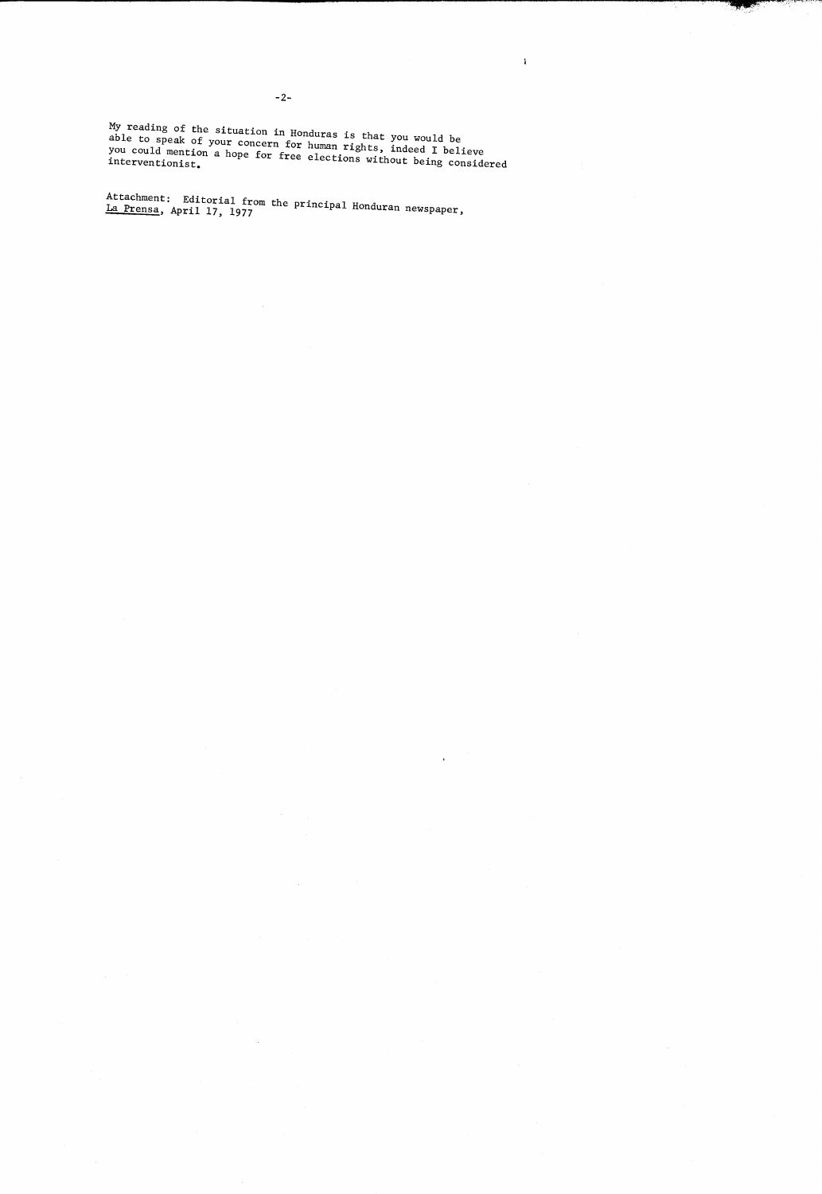My reading of the situation in Honduras is that you would be able to speak of your concern for human rights, indeed I believe you could mention a hope for free elections without being considered interventionist.

Attachment: Editorial from the principal Honduran newspaper, La Prensa, April 17, 1977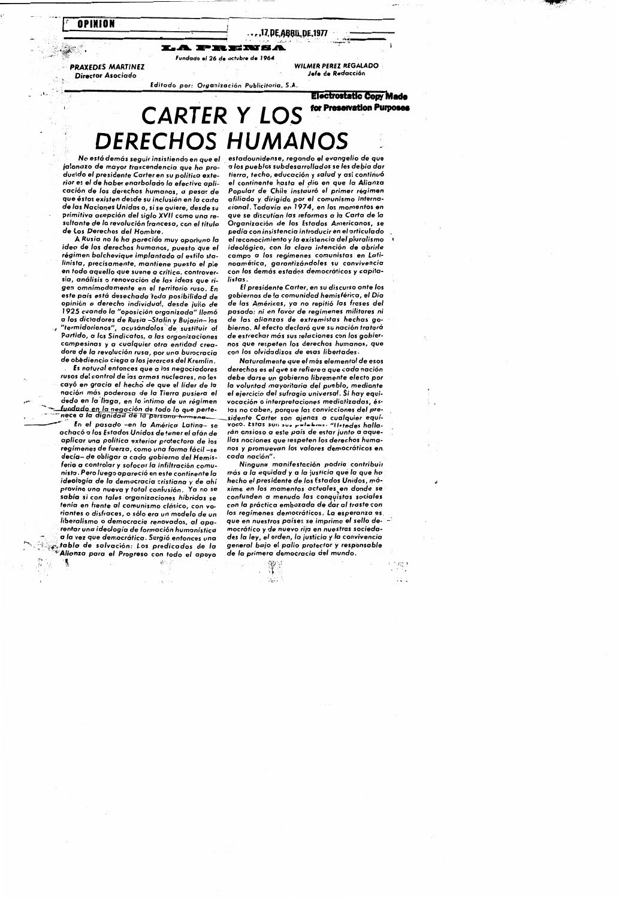OPINION

17 DE ABRIL DE 1977

**LA PRENSA**

*Fundado el 26 de octubre de 1964*

**PRAXEDES MARTINEZ**
Director Asociado

**WILMER PEREZ REGALADO**
Jefe de Redacción

*Editado por: Organización Publicitaria, S.A.*

Electrostatic Copy Made for Preservation Purposes

# CARTER Y LOS DERECHOS HUMANOS

*No está demás seguir insistiendo en que el jalonazo de mayor trascendencia que ha producido el presidente Carter en su política exterior es el de haber enarbolado la efectiva aplicación de los derechos humanos, a pesar de que éstos existen desde su inclusión en la carta de las Naciones Unidas o, si se quiere, desde su primitiva acepción del siglo XVII como una resultante de la revolución francesa, con el título de Los Derechos del Hombre.*

A Rusia no le ha parecido muy oportuno la idea de los derechos humanos, puesto que el régimen bolchevique implantado al estilo stalinista, precisamente, mantiene puesto el pie en todo aquello que suene a crítica, controversia, análisis o renovación de las ideas que rigen omnímodamente en el territorio ruso. En este país está desechada toda posibilidad de opinión o derecho individual, desde julio de 1925 cuando la "oposición organizada" llamó a los dictadores de Rusia –Stalin y Bujarin– los "termidorianos", acusándolos de sustituir al Partido, a los Sindicatos, a las organizaciones campesinas y a cualquier otra entidad creadora de la revolución rusa, por una burocracia de obediencia ciega a los jerarcas del Kremlin.

Es natural entonces que a los negociadores rusos del control de las armas nucleares, no les cayó en gracia el hecho de que el líder de la nación más poderosa de la Tierra pusiera el dedo en la llaga, en lo íntimo de un régimen fundado en la negación de todo lo que pertenece a la dignidad de la persona humana.

En el pasado –en la América Latina– se achacó a los Estados Unidos de tener el afán de aplicar una política exterior protectora de los regímenes de fuerza, como una forma fácil –se decía– de obligar a cada gobierno del Hemisferio a controlar y sofocar la infiltración comunista. Pero luego apareció en este continente la ideología de la democracia cristiana y de ahí provino una nueva y total confusión. Ya no se sabía si con tales organizaciones híbridas se tenía en frente al comunismo clásico, con variantes o disfraces, o sólo era un modelo de un liberalismo o democracia renovados, al aparentar una ideología de formación humanística a la vez que democrática. Surgió entonces una tabla de salvación: Los predicados de la Alianza para el Progreso con todo el apoyo estadounidense, regando el evangelio de que a los pueblos subdesarrollados se les debía dar tierra, techo, educación y salud y así continuó el continente hasta el día en que la Alianza Popular de Chile instauró el primer régimen afiliado y dirigido por el comunismo internacional. Todavía en 1974, en los momentos en que se discutían las reformas a la Carta de la Organización de los Estados Americanos, se pedía con insistencia introducir en el articulado el reconocimiento y la existencia del pluralismo ideológico, con la clara intención de abrirle campo a los regímenes comunistas en Latinoamérica, garantizándoles su convivencia con los demás estados democráticos y capitalistas.

El presidente Carter, en su discurso ante los gobiernos de la comunidad hemisférica, el Día de las Américas, ya no repitió las frases del pasado: ni en favor de regímenes militares ni de las alianzas de extremistas hechas gobierno. Al efecto declaró que su nación tratará de estrechar más sus relaciones con los gobiernos que respeten los derechos humanos, que con los olvidadizos de esas libertades.

Naturalmente que el más elemental de esos derechos es el que se refiere a que cada nación debe darse un gobierno libremente electo por la voluntad mayoritaria del pueblo, mediante el ejercicio del sufragio universal. Si hay equivocación o interpretaciones mediatizadas, éstas no caben, porque las convicciones del presidente Carter son ajenas a cualquier equívoco. Estas son sus palabras: "Ustedes hallarán ansioso a este país de estar junto a aquellas naciones que respeten los derechos humanos y promuevan los valores democráticos en cada nación".

Ninguna manifestación podría contribuir más a la equidad y a la justicia que la que ha hecho el presidente de los Estados Unidos, máxime en los momentos actuales en donde se confunden a menudo las conquistas sociales con la práctica embozada de dar al traste con los regímenes democráticos. La esperanza es, que en nuestros países se imprima el sello democrático y de nuevo rija en nuestras sociedades la ley, el orden, la justicia y la convivencia general bajo el palio protector y responsable de la primera democracia del mundo.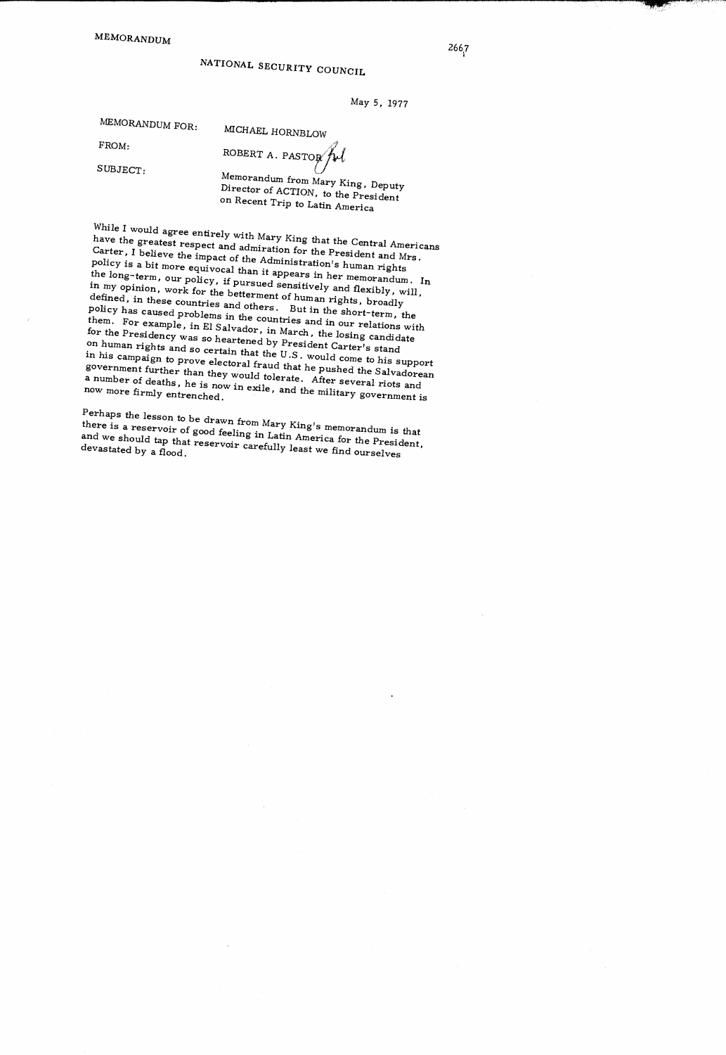MEMORANDUM

2667

NATIONAL SECURITY COUNCIL

May 5, 1977

MEMORANDUM FOR: MICHAEL HORNBLOW

FROM: ROBERT A. PASTOR

SUBJECT: Memorandum from Mary King, Deputy Director of ACTION, to the President on Recent Trip to Latin America

While I would agree entirely with Mary King that the Central Americans have the greatest respect and admiration for the President and Mrs. Carter, I believe the impact of the Administration's human rights policy is a bit more equivocal than it appears in her memorandum. In the long-term, our policy, if pursued sensitively and flexibly, will, in my opinion, work for the betterment of human rights, broadly defined, in these countries and others. But in the short-term, the policy has caused problems in the countries and in our relations with them. For example, in El Salvador, in March, the losing candidate for the Presidency was so heartened by President Carter's stand on human rights and so certain that the U.S. would come to his support in his campaign to prove electoral fraud that he pushed the Salvadorean government further than they would tolerate. After several riots and a number of deaths, he is now in exile, and the military government is now more firmly entrenched.

Perhaps the lesson to be drawn from Mary King's memorandum is that there is a reservoir of good feeling in Latin America for the President, and we should tap that reservoir carefully least we find ourselves devastated by a flood.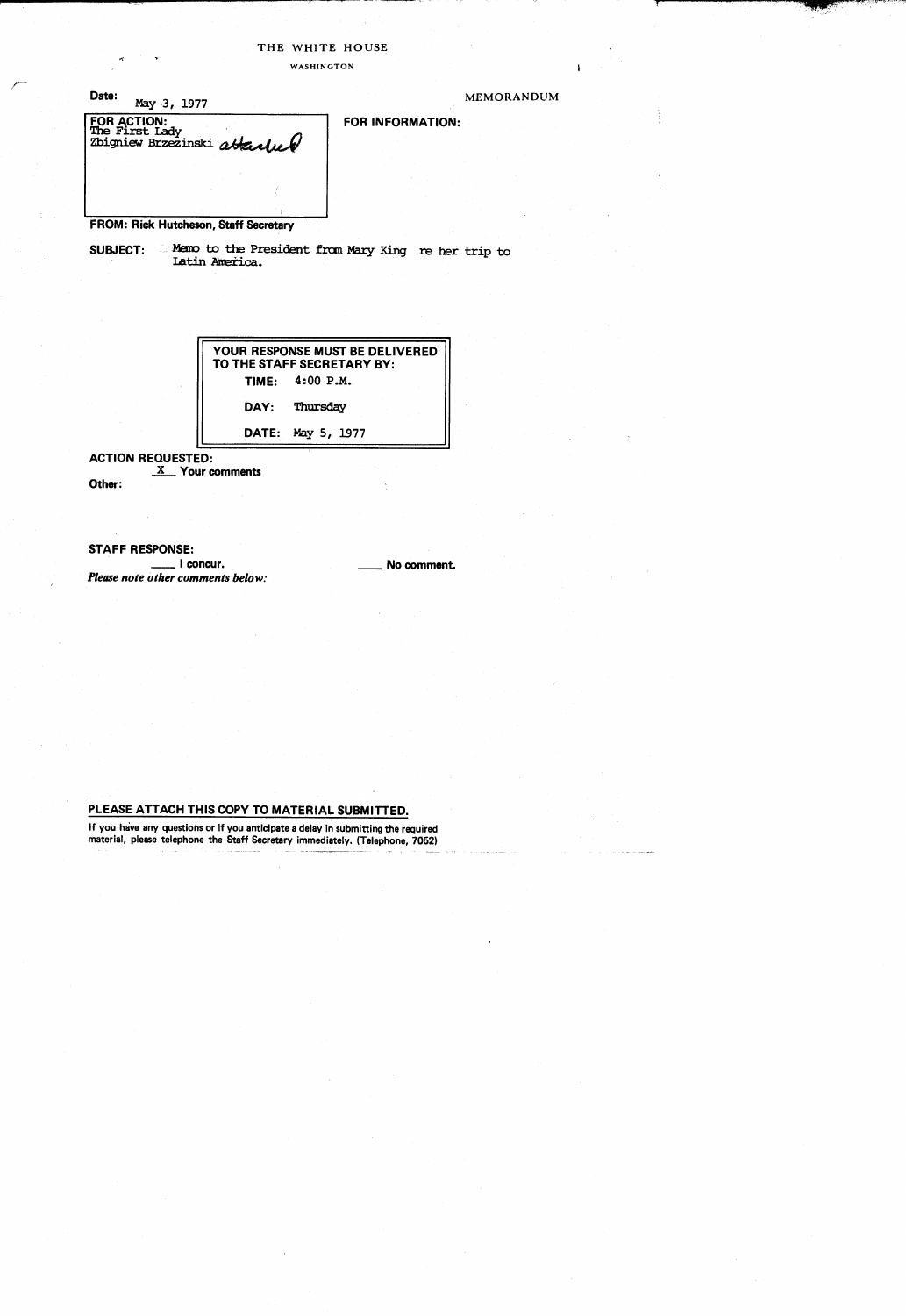# THE WHITE HOUSE

WASHINGTON

**Date:** May 3, 1977

MEMORANDUM

**FOR ACTION:**
The First Lady
Zbigniew Brzezinski *attached*

**FOR INFORMATION:**

**FROM: Rick Hutcheson, Staff Secretary**

**SUBJECT:** Memo to the President from Mary King re her trip to Latin America.

| YOUR RESPONSE MUST BE DELIVERED TO THE STAFF SECRETARY BY: | |
|---|---|
| TIME: | 4:00 P.M. |
| DAY: | Thursday |
| DATE: | May 5, 1977 |

**ACTION REQUESTED:**
X Your comments

**Other:**

**STAFF RESPONSE:**
\_\_\_ I concur. \_\_\_ No comment.

*Please note other comments below:*

**PLEASE ATTACH THIS COPY TO MATERIAL SUBMITTED.**

**If you have any questions or if you anticipate a delay in submitting the required material, please telephone the Staff Secretary immediately. (Telephone, 7052)**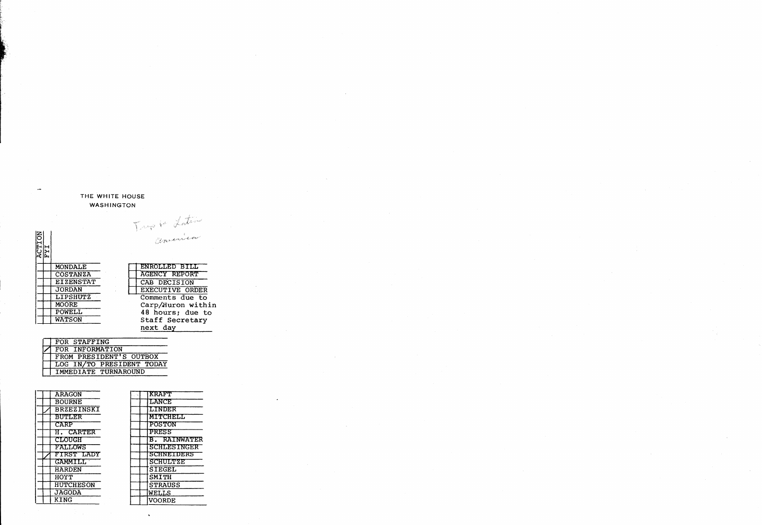THE WHITE HOUSE
WASHINGTON

Trip to Latin America

| ACTION | FYI | |
|---|---|---|
| | | MONDALE |
| | | COSTANZA |
| | | EIZENSTAT |
| | | JORDAN |
| | | LIPSHUTZ |
| | | MOORE |
| | | POWELL |
| | | WATSON |

| | |
|---|---|
| | ENROLLED BILL |
| | AGENCY REPORT |
| | CAB DECISION |
| | EXECUTIVE ORDER |

Comments due to Carp/Huron within 48 hours; due to Staff Secretary next day

| | |
|---|---|
| | FOR STAFFING |
| ✓ | FOR INFORMATION |
| | FROM PRESIDENT'S OUTBOX |
| | LOG IN/TO PRESIDENT TODAY |
| | IMMEDIATE TURNAROUND |

| | | | | | |
|---|---|---|---|---|---|
| | | ARAGON | | | KRAFT |
| | | BOURNE | | | LANCE |
| | ✓ | BRZEZINSKI | | | LINDER |
| | | BUTLER | | | MITCHELL |
| | | CARP | | | POSTON |
| | | H. CARTER | | | PRESS |
| | | CLOUGH | | | B. RAINWATER |
| | | FALLOWS | | | SCHLESINGER |
| | ✓ | FIRST LADY | | | SCHNEIDERS |
| | | GAMMILL | | | SCHULTZE |
| | | HARDEN | | | SIEGEL |
| | | HOYT | | | SMITH |
| | | HUTCHESON | | | STRAUSS |
| | | JAGODA | | | WELLS |
| | | KING | | | VOORDE |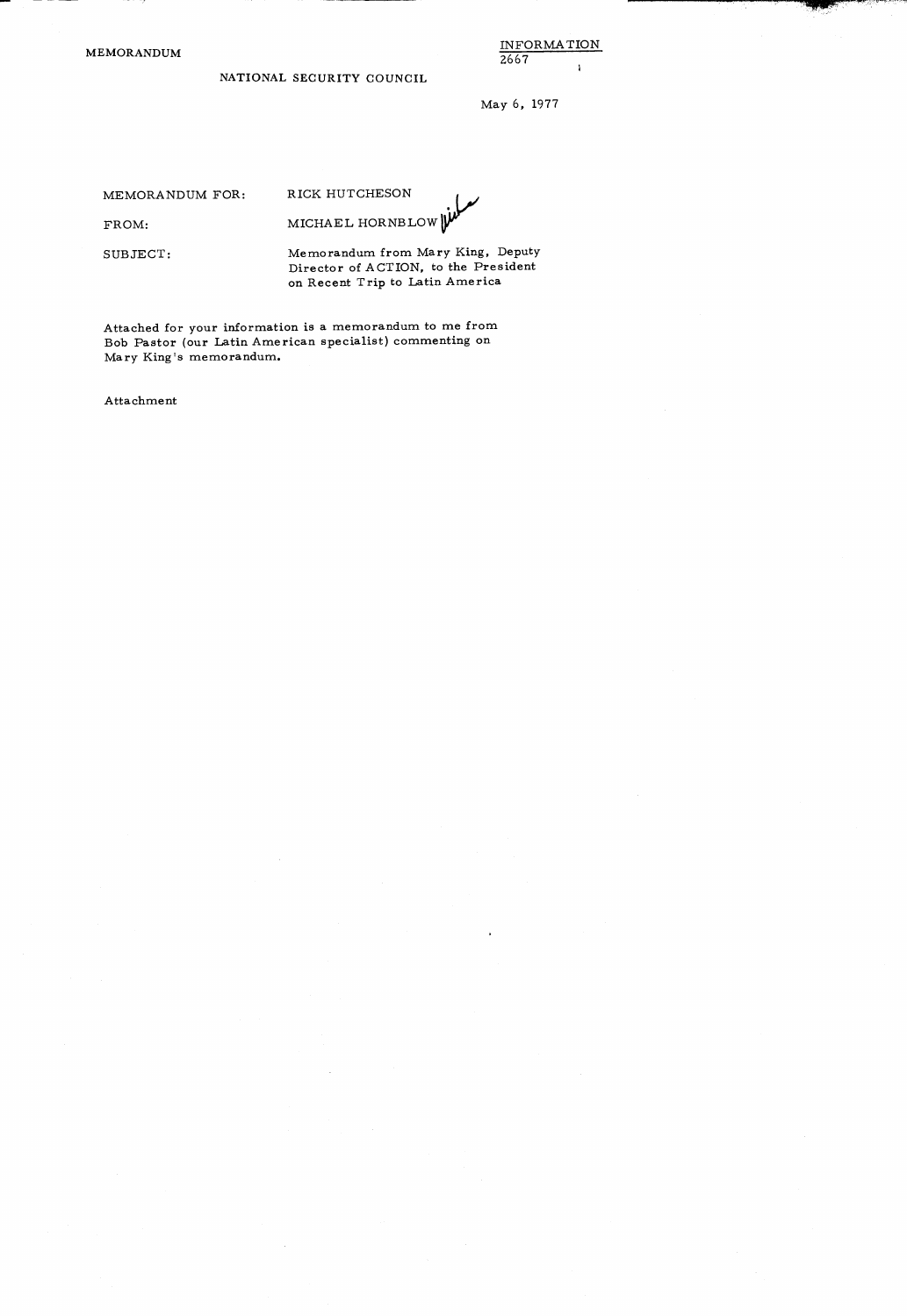MEMORANDUM

INFORMATION
2667

NATIONAL SECURITY COUNCIL

May 6, 1977

MEMORANDUM FOR: RICK HUTCHESON

FROM: MICHAEL HORNBLOW

SUBJECT: Memorandum from Mary King, Deputy Director of ACTION, to the President on Recent Trip to Latin America

Attached for your information is a memorandum to me from Bob Pastor (our Latin American specialist) commenting on Mary King's memorandum.

Attachment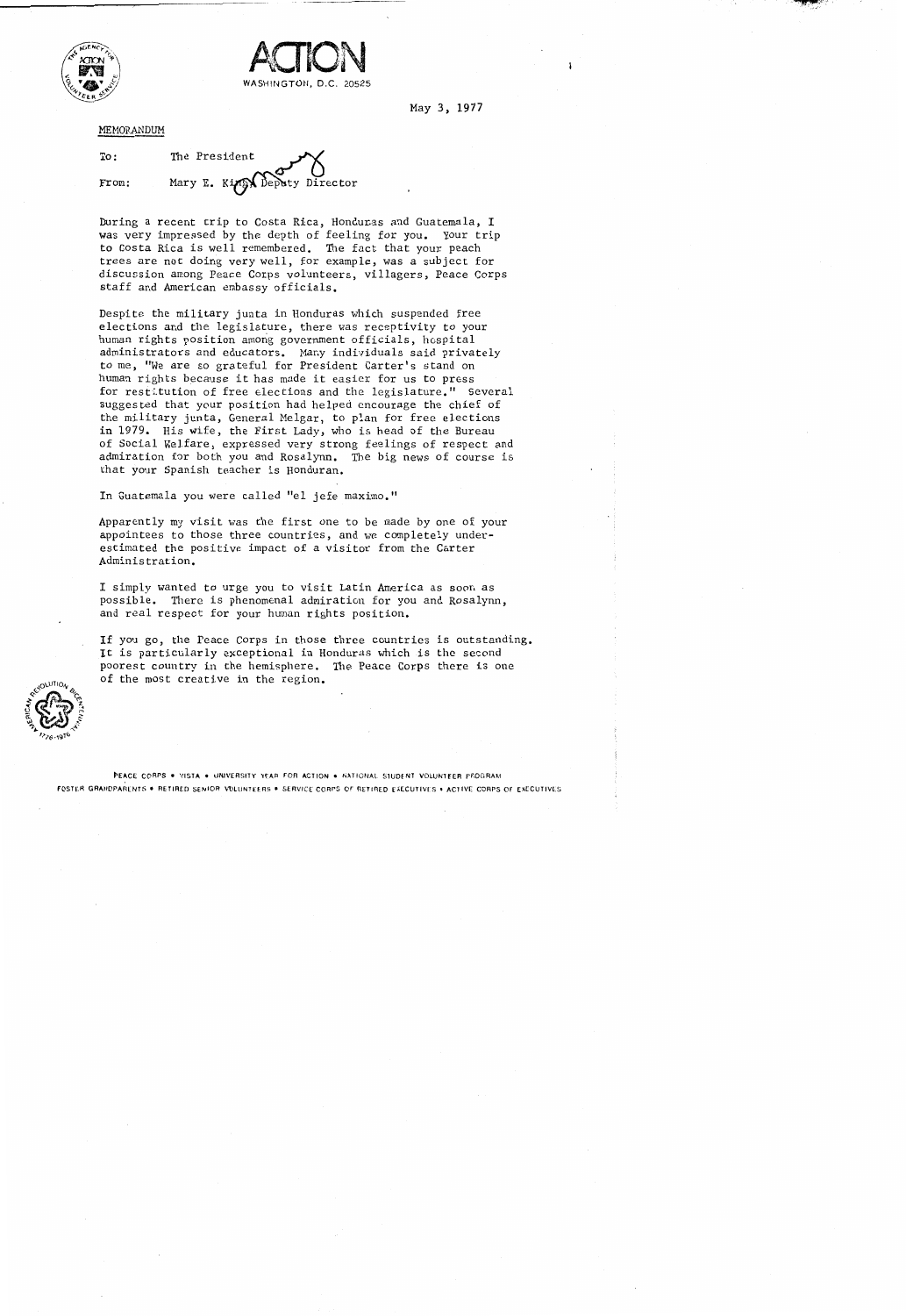# ACTION

WASHINGTON, D.C. 20525

May 3, 1977

MEMORANDUM

To: The President

From: Mary E. King, Deputy Director

During a recent trip to Costa Rica, Honduras and Guatemala, I was very impressed by the depth of feeling for you. Your trip to Costa Rica is well remembered. The fact that your peach trees are not doing very well, for example, was a subject for discussion among Peace Corps volunteers, villagers, Peace Corps staff and American embassy officials.

Despite the military junta in Honduras which suspended free elections and the legislature, there was receptivity to your human rights position among government officials, hospital administrators and educators. Many individuals said privately to me, "We are so grateful for President Carter's stand on human rights because it has made it easier for us to press for restitution of free elections and the legislature." Several suggested that your position had helped encourage the chief of the military junta, General Melgar, to plan for free elections in 1979. His wife, the First Lady, who is head of the Bureau of Social Welfare, expressed very strong feelings of respect and admiration for both you and Rosalynn. The big news of course is that your Spanish teacher is Honduran.

In Guatemala you were called "el jefe maximo."

Apparently my visit was the first one to be made by one of your appointees to those three countries, and we completely underestimated the positive impact of a visitor from the Carter Administration.

I simply wanted to urge you to visit Latin America as soon as possible. There is phenomenal admiration for you and Rosalynn, and real respect for your human rights position.

If you go, the Peace Corps in those three countries is outstanding. It is particularly exceptional in Honduras which is the second poorest country in the hemisphere. The Peace Corps there is one of the most creative in the region.

PEACE CORPS • VISTA • UNIVERSITY YEAR FOR ACTION • NATIONAL STUDENT VOLUNTEER PROGRAM
FOSTER GRANDPARENTS • RETIRED SENIOR VOLUNTEERS • SERVICE CORPS OF RETIRED EXECUTIVES • ACTIVE CORPS OF EXECUTIVES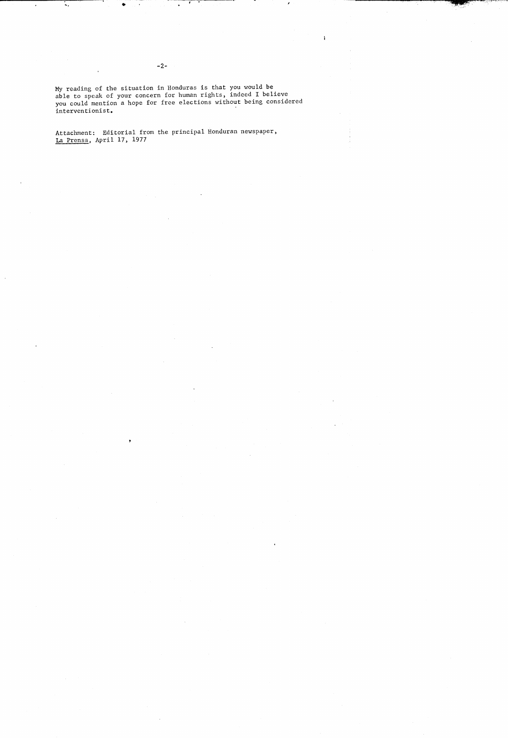My reading of the situation in Honduras is that you would be able to speak of your concern for human rights, indeed I believe you could mention a hope for free elections without being considered interventionist.

Attachment: Editorial from the principal Honduran newspaper, La Prensa, April 17, 1977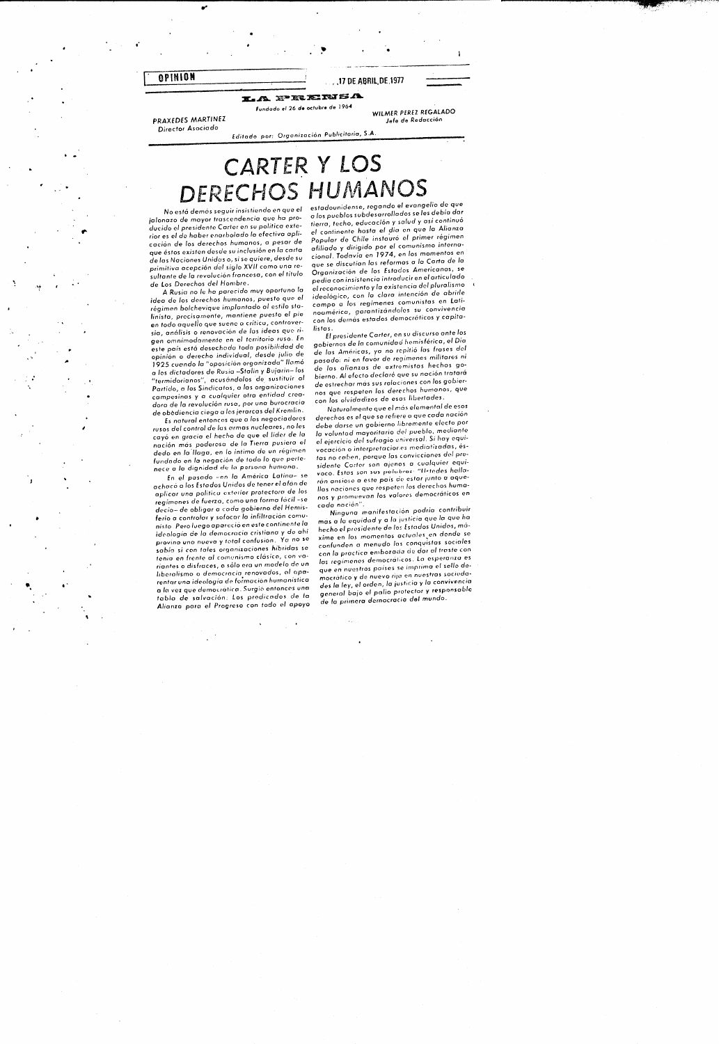OPINION

17 DE ABRIL DE 1977

LA PRENSA

Fundado el 26 de octubre de 1964

PRAXEDES MARTINEZ
Director Asociado

WILMER PEREZ REGALADO
Jefe de Redacción

Editado por: Organización Publicitaria, S.A.

# CARTER Y LOS DERECHOS HUMANOS

*No está demás seguir insistiendo en que el jalonazo de mayor trascendencia que ha producido el presidente Carter en su política exterior es el de haber enarbolado la efectiva aplicación de los derechos humanos, a pesar de que éstos existen desde su inclusión en la carta de las Naciones Unidas o, si se quiere, desde su primitiva acepción del siglo XVII como una resultante de la revolución francesa, con el título de Los Derechos del Hombre.*

*A Rusia no le ha parecido muy oportuno la idea de los derechos humanos, puesto que el régimen bolchevique implantado al estilo stalinista, precisamente, mantiene puesto el pie en todo aquello que suene a crítica, controversia, análisis o renovación de las ideas que rigen omnímodamente en el territorio ruso. En este país está desechado toda posibilidad de opinión o derecho individual, desde julio de 1925 cuando la "oposición organizada" llamó a los dictadores de Rusia –Stalin y Bujarín– los "termidorianos", acusándolos de sustituir al Partido, a los Sindicatos, a las organizaciones campesinas y a cualquier otra entidad creadora de la revolución rusa, por una burocracia de obediencia ciega a los jerarcas del Kremlin.*

*Es natural entonces que a los negociadores rusos del control de las armas nucleares, no les cayó en gracia el hecho de que el líder de la nación más poderosa de la Tierra pusiera el dedo en la llaga, en lo íntimo de un régimen fundado en la negación de todo lo que pertenece a la dignidad de la persona humana.*

*En el pasado –en la América Latina– se achacó a los Estados Unidos de tener el afán de aplicar una política exterior protectora de los regímenes de fuerza, como una forma fácil –se decía– de obligar a cada gobierno del Hemisferio a controlar y sofocar la infiltración comunista. Pero luego apareció en este continente la ideología de la democracia cristiana y de ahí provino una nueva y total confusión. Ya no se sabía si con tales organizaciones híbridas se tenía en frente al comunismo clásico, con variantes o disfraces, o sólo era un modelo de un liberalismo o democracia renovados, al aparentar una ideología de formación humanística a la vez que democrática. Surgió entonces una tabla de salvación: Los predicados de la Alianza para el Progreso con todo el apoyo estadounidense, regando el evangelio de que a los pueblos subdesarrollados se les debía dar tierra, techo, educación y salud y así continuó el continente hasta el día en que la Alianza Popular de Chile instauró el primer régimen afiliado y dirigido por el comunismo internacional. Todavía en 1974, en los momentos en que se discutían las reformas a la Carta de la Organización de los Estados Americanos, se pedía con insistencia introducir en el articulado el reconocimiento y la existencia del pluralismo ideológico, con la clara intención de abrirle campo a los regímenes comunistas en Latinoamérica, garantizándoles su convivencia con los demás estados democráticos y capitalistas.*

*El presidente Carter, en su discurso ante los gobiernos de la comunidad hemisférica, el Día de las Américas, ya no repitió las frases del pasado: ni en favor de regímenes militares ni de las alianzas de extremistas hechos gobierno. Al efecto declaró que su nación trataría de estrechar más sus relaciones con los gobiernos que respeten los derechos humanos, que con los olvidadizos de esas libertades.*

*Naturalmente que el más elemental de esos derechos es el que se refiere a que cada nación debe darse un gobierno libremente electo por la voluntad mayoritaria del pueblo, mediante el ejercicio del sufragio universal. Si hay equivocación o interpretaciones mediatizadas, éstas no caben, porque las convicciones del presidente Carter son ajenas a cualquier equívoco. Estos son sus palabras: "Ustedes hallarán ansioso a este país de estar junto a aquellas naciones que respeten los derechos humanos y promuevan los valores democráticos en cada nación".*

*Ninguna manifestación podría contribuir mas a la equidad y a la justicia que la que ha hecho el presidente de los Estados Unidos, máxime en los momentos actuales en donde se confunden a menudo las conquistas sociales con la práctica embozada de dar al traste con los regímenes democráticos. La esperanza es que en nuestros países se imprima el sello democrático y de nuevo rija en nuestras sociedades la ley, el orden, la justicia y la convivencia general bajo el palio protector y responsable de la primera democracia del mundo.*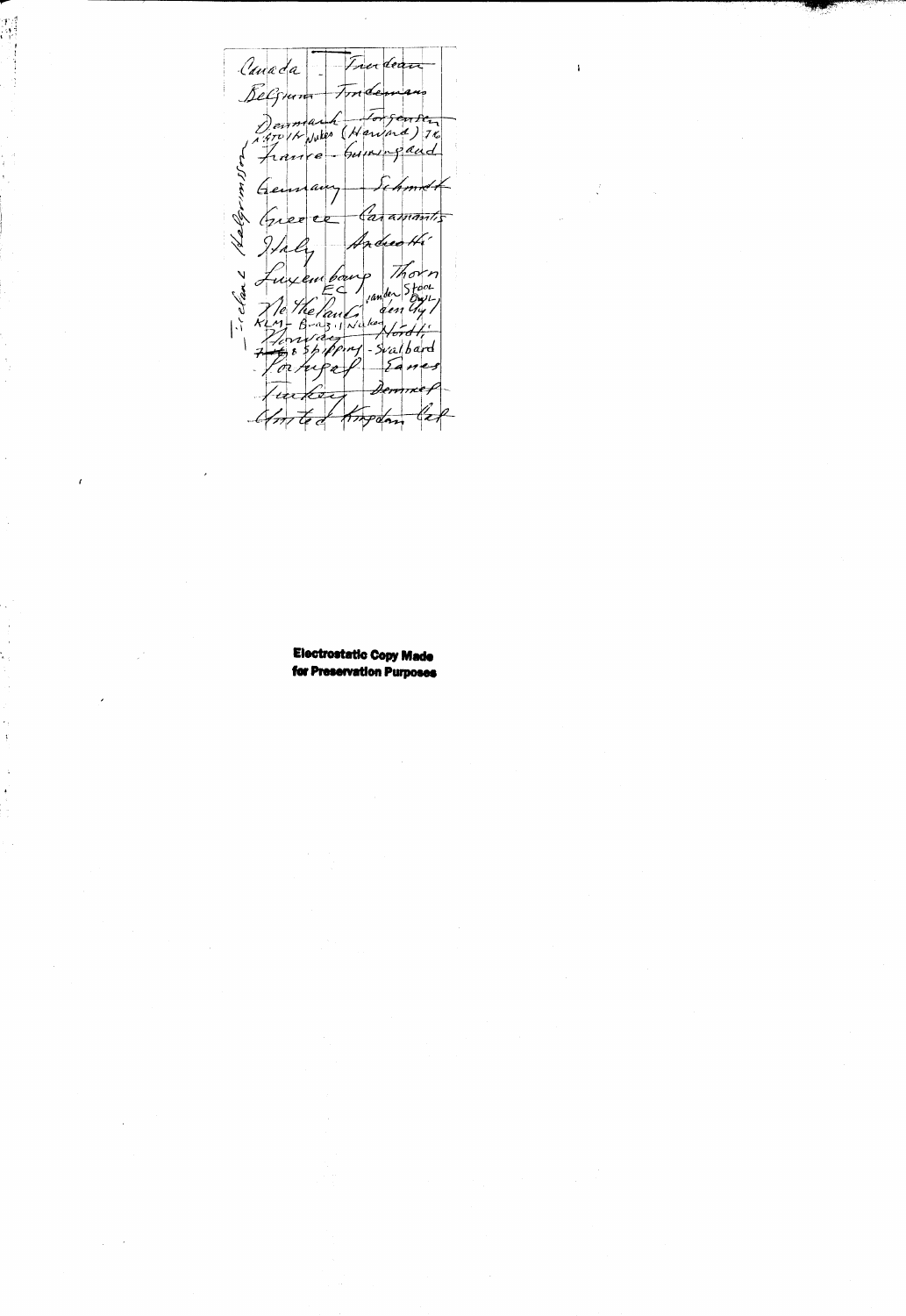Canada - Trudeau

Belgium - Tindemans

Denmark - Jorgensen
Arctic Nukes (Howard) TK

France - Guiringaud

Iceland Hallgrimsson

Germany - Schmidt

Greece - Caramanlis

Italy - Andreotti

Luxembourg - Thorn
EC

Netherlands - van der Stoel
den Uyl

KLM - Brazil Nukes

Norway - Nordli
Shipping - Svalbard

Portugal - Eanes

Turkey - Demirel

United Kingdom - Cal

**Electrostatic Copy Made for Preservation Purposes**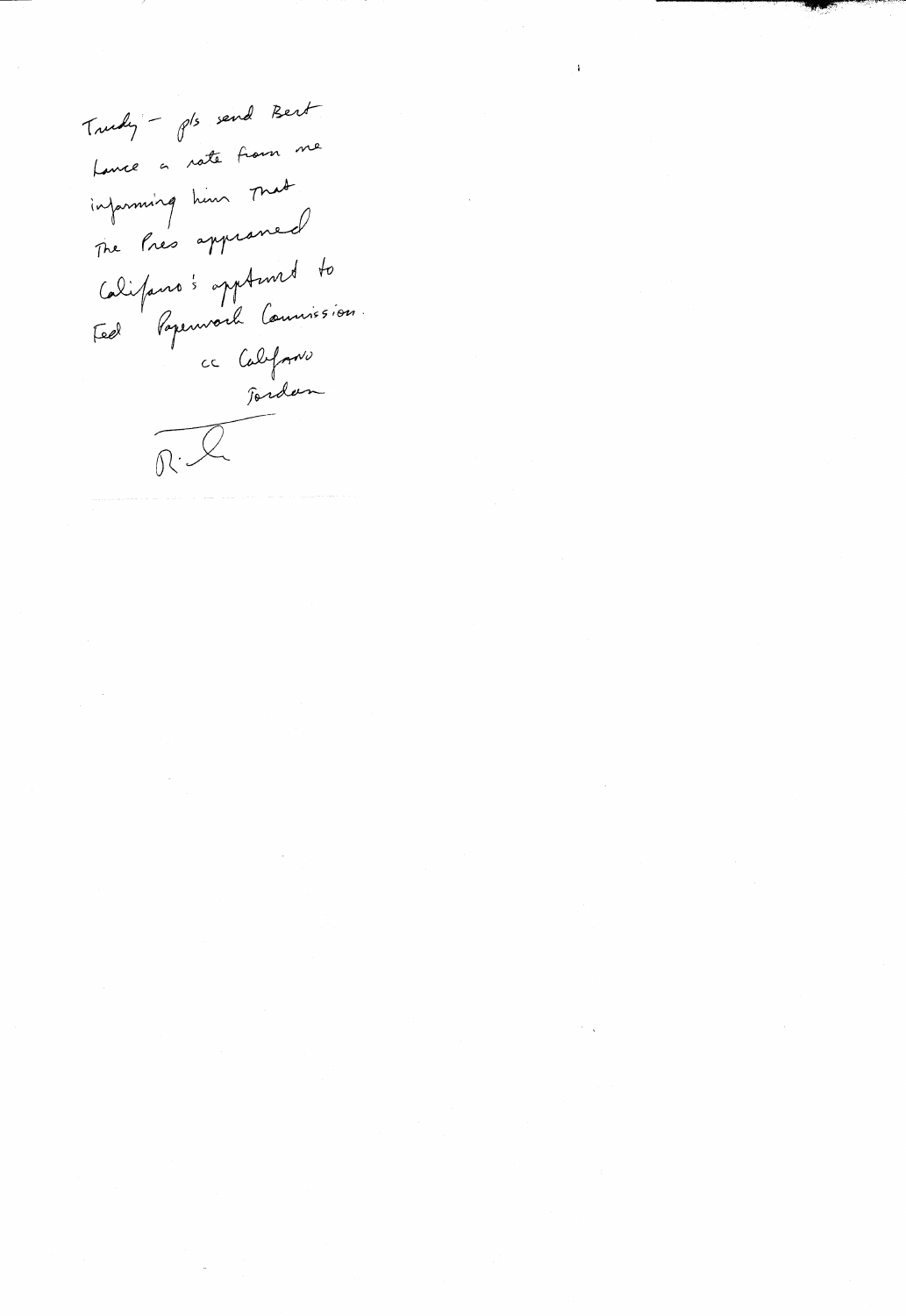Trudy – pls send Bert Lance a note from me informing him that the Pres approved Califano's apptmnt to Fed Paperwork Commission.

cc Califano
Jordan

R. L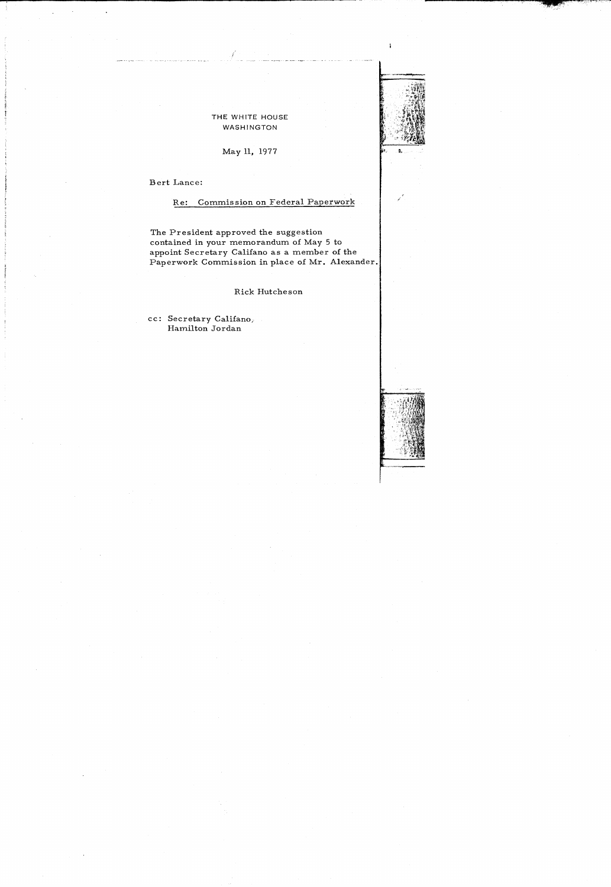THE WHITE HOUSE
WASHINGTON

May 11, 1977

Bert Lance:

Re: Commission on Federal Paperwork

The President approved the suggestion contained in your memorandum of May 5 to appoint Secretary Califano as a member of the Paperwork Commission in place of Mr. Alexander.

Rick Hutcheson

cc: Secretary Califano,
Hamilton Jordan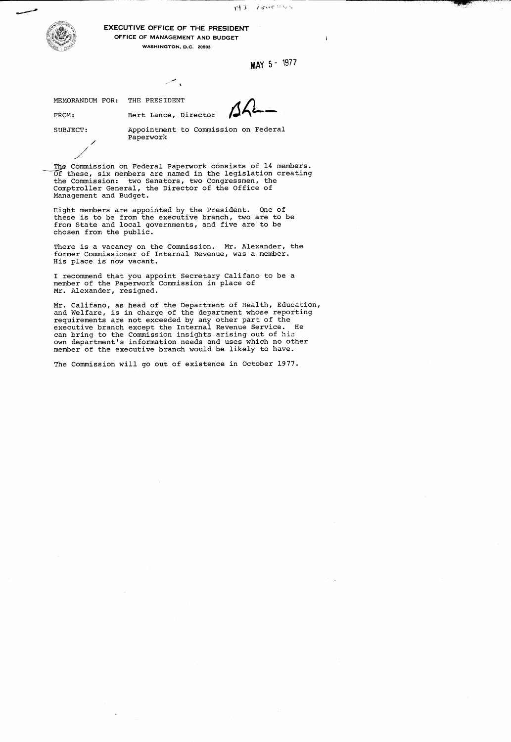**EXECUTIVE OFFICE OF THE PRESIDENT**
**OFFICE OF MANAGEMENT AND BUDGET**
**WASHINGTON, D.C. 20503**

MAY 5 - 1977

MEMORANDUM FOR: THE PRESIDENT

FROM: Bert Lance, Director

SUBJECT: Appointment to Commission on Federal Paperwork

The Commission on Federal Paperwork consists of 14 members. Of these, six members are named in the legislation creating the Commission: two Senators, two Congressmen, the Comptroller General, the Director of the Office of Management and Budget.

Eight members are appointed by the President. One of these is to be from the executive branch, two are to be from State and local governments, and five are to be chosen from the public.

There is a vacancy on the Commission. Mr. Alexander, the former Commissioner of Internal Revenue, was a member. His place is now vacant.

I recommend that you appoint Secretary Califano to be a member of the Paperwork Commission in place of Mr. Alexander, resigned.

Mr. Califano, as head of the Department of Health, Education, and Welfare, is in charge of the department whose reporting requirements are not exceeded by any other part of the executive branch except the Internal Revenue Service. He can bring to the Commission insights arising out of his own department's information needs and uses which no other member of the executive branch would be likely to have.

The Commission will go out of existence in October 1977.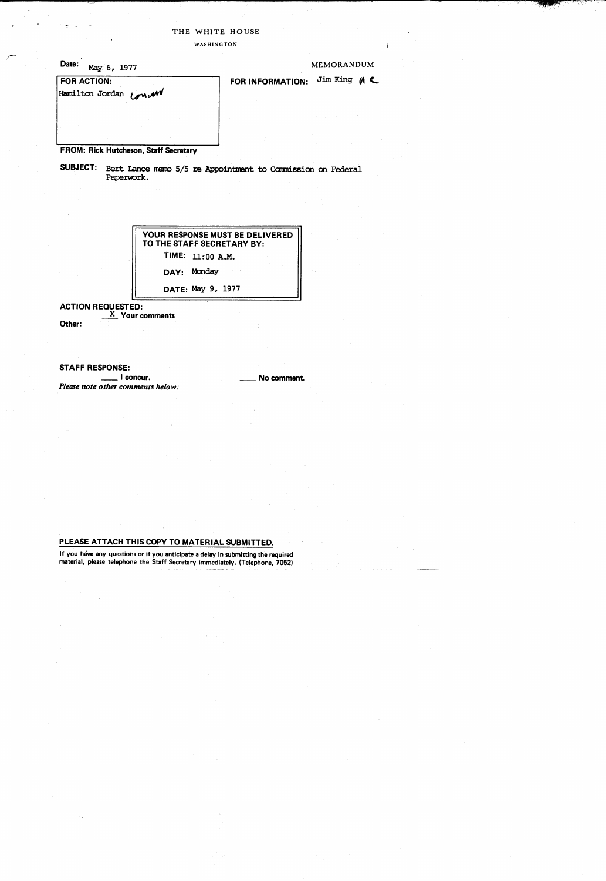THE WHITE HOUSE

WASHINGTON

**Date:** May 6, 1977

MEMORANDUM

**FOR ACTION:**
Hamilton Jordan *concur*

**FOR INFORMATION:** Jim King *JC*

**FROM: Rick Hutcheson, Staff Secretary**

**SUBJECT:** Bert Lance memo 5/5 re Appointment to Commission on Federal Paperwork.

**YOUR RESPONSE MUST BE DELIVERED TO THE STAFF SECRETARY BY:**

**TIME:** 11:00 A.M.

**DAY:** Monday

**DATE:** May 9, 1977

**ACTION REQUESTED:**

X **Your comments**

**Other:**

**STAFF RESPONSE:**

____ **I concur.** ____ **No comment.**

*Please note other comments below:*

**PLEASE ATTACH THIS COPY TO MATERIAL SUBMITTED.**

**If you have any questions or if you anticipate a delay in submitting the required material, please telephone the Staff Secretary immediately. (Telephone, 7052)**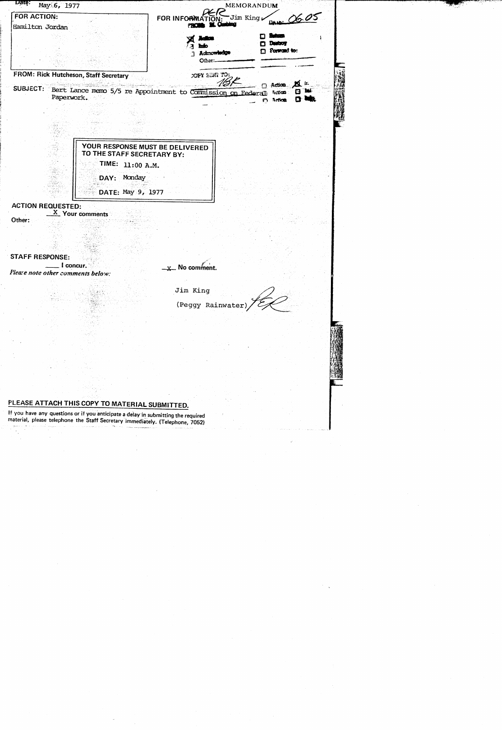Date: May 6, 1977

MEMORANDUM

**FOR ACTION:**
Hamilton Jordan

**FOR INFORMATION:** Jim King ✓

PER

FROM: M. Cushing

DATE: 06 05

- [x] Action
- [ ] Info
- [ ] Acknowledge
- [ ] Return
- [ ] Destroy
- [ ] Forward to:

Other:

**FROM:** Rick Hutcheson, Staff Secretary

COPY SENT TO: RBK

- [ ] Action [x] Info
- [ ] Action [ ] Info
- [ ] Action [ ] Info

**SUBJECT:** Bert Lance memo 5/5 re Appointment to Commission on Federal Paperwork.

---

**YOUR RESPONSE MUST BE DELIVERED TO THE STAFF SECRETARY BY:**

**TIME:** 11:00 A.M.

**DAY:** Monday

**DATE:** May 9, 1977

---

**ACTION REQUESTED:**

X Your comments

**Other:**

**STAFF RESPONSE:**

___ I concur.

X No comment.

*Please note other comments below:*

Jim King

(Peggy Rainwater) PER

**PLEASE ATTACH THIS COPY TO MATERIAL SUBMITTED.**

If you have any questions or if you anticipate a delay in submitting the required material, please telephone the Staff Secretary immediately. (Telephone, 7052)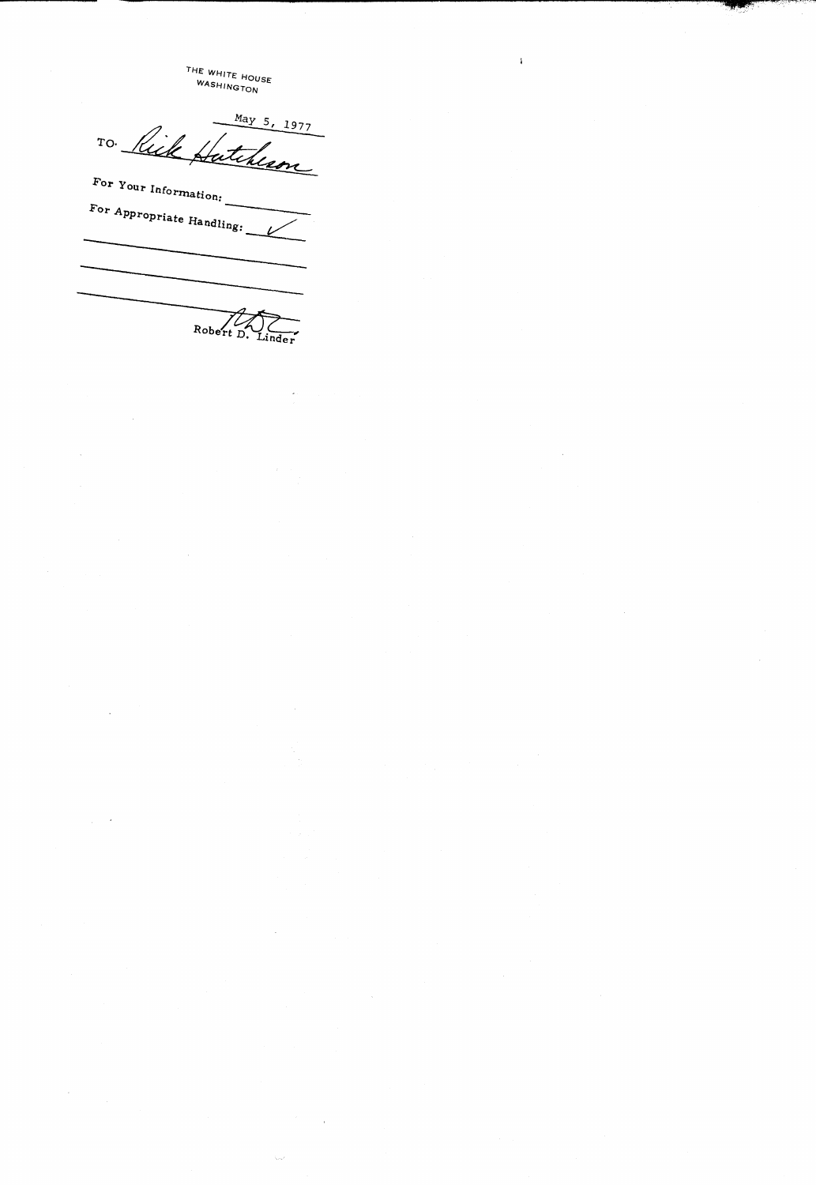THE WHITE HOUSE
WASHINGTON

May 5, 1977

TO: Rick Hutcheson

For Your Information: ________

For Appropriate Handling: ✓

Robert D. Linder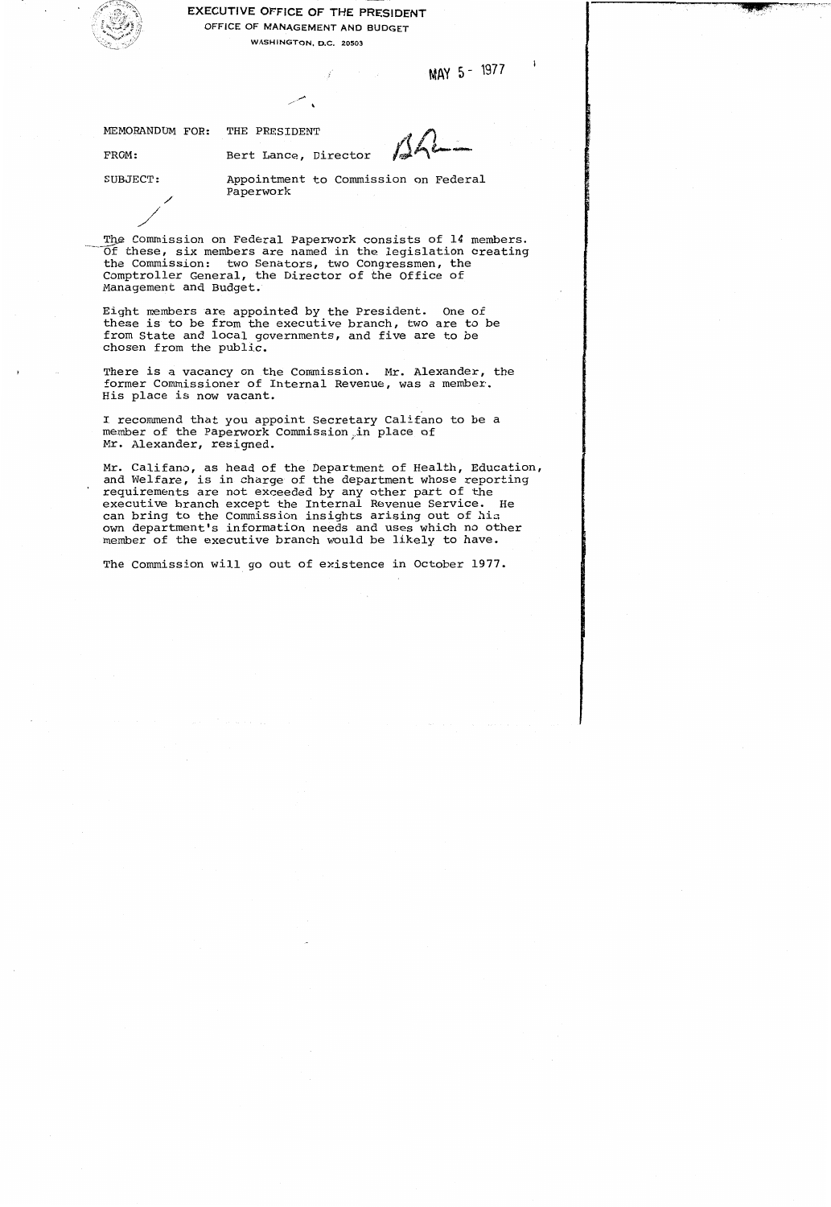EXECUTIVE OFFICE OF THE PRESIDENT

OFFICE OF MANAGEMENT AND BUDGET

WASHINGTON, D.C. 20503

MAY 5 - 1977

MEMORANDUM FOR: THE PRESIDENT

FROM: Bert Lance, Director

SUBJECT: Appointment to Commission on Federal Paperwork

The Commission on Federal Paperwork consists of 14 members. Of these, six members are named in the legislation creating the Commission: two Senators, two Congressmen, the Comptroller General, the Director of the Office of Management and Budget.

Eight members are appointed by the President. One of these is to be from the executive branch, two are to be from State and local governments, and five are to be chosen from the public.

There is a vacancy on the Commission. Mr. Alexander, the former Commissioner of Internal Revenue, was a member. His place is now vacant.

I recommend that you appoint Secretary Califano to be a member of the Paperwork Commission in place of Mr. Alexander, resigned.

Mr. Califano, as head of the Department of Health, Education, and Welfare, is in charge of the department whose reporting requirements are not exceeded by any other part of the executive branch except the Internal Revenue Service. He can bring to the Commission insights arising out of his own department's information needs and uses which no other member of the executive branch would be likely to have.

The Commission will go out of existence in October 1977.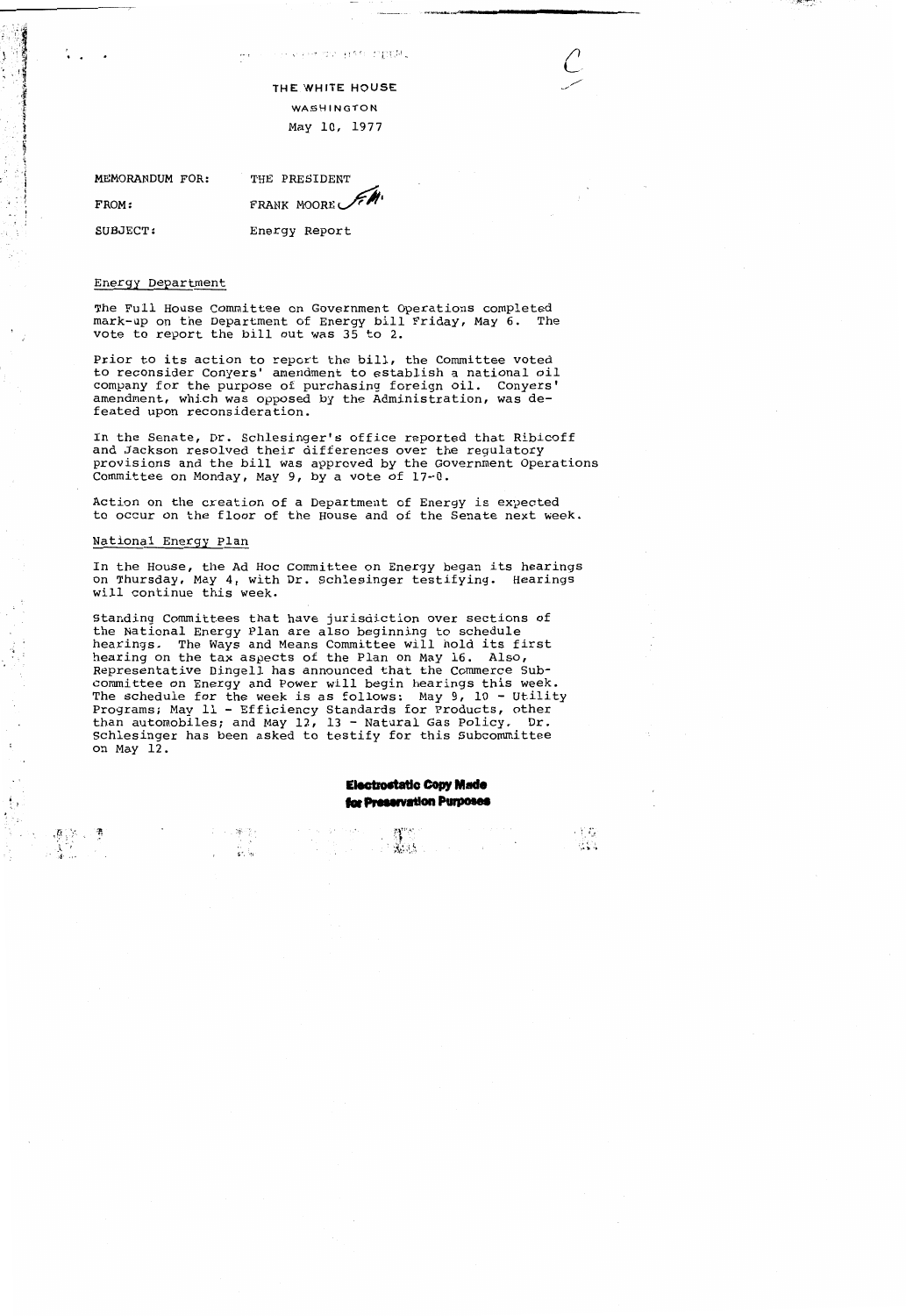THE WHITE HOUSE

WASHINGTON

May 10, 1977

MEMORANDUM FOR: THE PRESIDENT

FROM: FRANK MOORE

SUBJECT: Energy Report

Energy Department

The Full House Committee on Government Operations completed mark-up on the Department of Energy bill Friday, May 6. The vote to report the bill out was 35 to 2.

Prior to its action to report the bill, the Committee voted to reconsider Conyers' amendment to establish a national oil company for the purpose of purchasing foreign oil. Conyers' amendment, which was opposed by the Administration, was defeated upon reconsideration.

In the Senate, Dr. Schlesinger's office reported that Ribicoff and Jackson resolved their differences over the regulatory provisions and the bill was approved by the Government Operations Committee on Monday, May 9, by a vote of 17-0.

Action on the creation of a Department of Energy is expected to occur on the floor of the House and of the Senate next week.

National Energy Plan

In the House, the Ad Hoc Committee on Energy began its hearings on Thursday, May 4, with Dr. Schlesinger testifying. Hearings will continue this week.

Standing Committees that have jurisdiction over sections of the National Energy Plan are also beginning to schedule hearings. The Ways and Means Committee will hold its first hearing on the tax aspects of the Plan on May 16. Also, Representative Dingell has announced that the Commerce Subcommittee on Energy and Power will begin hearings this week. The schedule for the week is as follows: May 9, 10 - Utility Programs; May 11 - Efficiency Standards for Products, other than automobiles; and May 12, 13 - Natural Gas Policy. Dr. Schlesinger has been asked to testify for this Subcommittee on May 12.

**Electrostatic Copy Made for Preservation Purposes**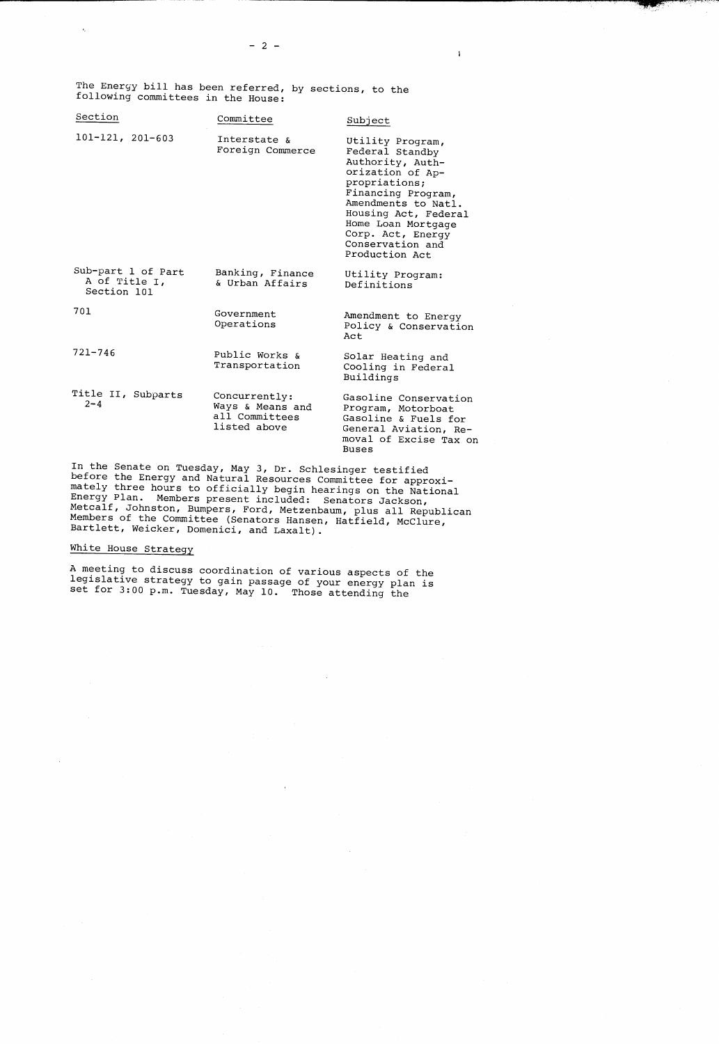The Energy bill has been referred, by sections, to the following committees in the House:

| Section | Committee | Subject |
| --- | --- | --- |
| 101-121, 201-603 | Interstate & Foreign Commerce | Utility Program, Federal Standby Authority, Authorization of Appropriations; Financing Program, Amendments to Natl. Housing Act, Federal Home Loan Mortgage Corp. Act, Energy Conservation and Production Act |
| Sub-part 1 of Part A of Title I, Section 101 | Banking, Finance & Urban Affairs | Utility Program: Definitions |
| 701 | Government Operations | Amendment to Energy Policy & Conservation Act |
| 721-746 | Public Works & Transportation | Solar Heating and Cooling in Federal Buildings |
| Title II, Subparts 2-4 | Concurrently: Ways & Means and all Committees listed above | Gasoline Conservation Program, Motorboat Gasoline & Fuels for General Aviation, Removal of Excise Tax on Buses |

In the Senate on Tuesday, May 3, Dr. Schlesinger testified before the Energy and Natural Resources Committee for approximately three hours to officially begin hearings on the National Energy Plan. Members present included: Senators Jackson, Metcalf, Johnston, Bumpers, Ford, Metzenbaum, plus all Republican Members of the Committee (Senators Hansen, Hatfield, McClure, Bartlett, Weicker, Domenici, and Laxalt).

White House Strategy

A meeting to discuss coordination of various aspects of the legislative strategy to gain passage of your energy plan is set for 3:00 p.m. Tuesday, May 10. Those attending the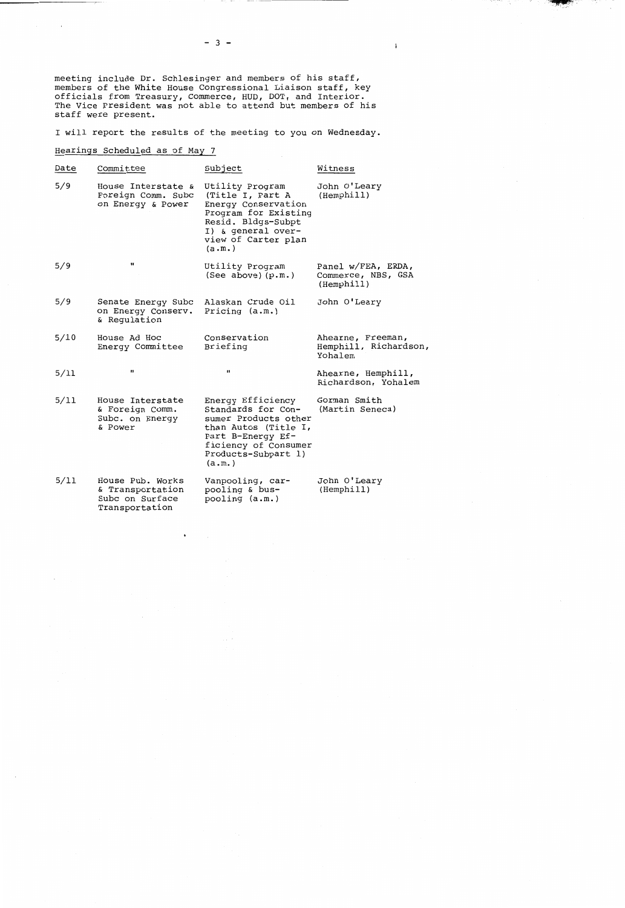meeting include Dr. Schlesinger and members of his staff, members of the White House Congressional Liaison staff, key officials from Treasury, Commerce, HUD, DOT, and Interior. The Vice President was not able to attend but members of his staff were present.

I will report the results of the meeting to you on Wednesday.

Hearings Scheduled as of May 7

| Date | Committee | Subject | Witness |
|---|---|---|---|
| 5/9 | House Interstate & Foreign Comm. Subc on Energy & Power | Utility Program (Title I, Part A Energy Conservation Program for Existing Resid. Bldgs-Subpt I) & general overview of Carter plan (a.m.) | John O'Leary (Hemphill) |
| 5/9 | " | Utility Program (See above) (p.m.) | Panel w/FEA, ERDA, Commerce, NBS, GSA (Hemphill) |
| 5/9 | Senate Energy Subc on Energy Conserv. & Regulation | Alaskan Crude Oil Pricing (a.m.) | John O'Leary |
| 5/10 | House Ad Hoc Energy Committee | Conservation Briefing | Ahearne, Freeman, Hemphill, Richardson, Yohalem |
| 5/11 | " | " | Ahearne, Hemphill, Richardson, Yohalem |
| 5/11 | House Interstate & Foreign Comm. Subc. on Energy & Power | Energy Efficiency Standards for Consumer Products other than Autos (Title I, Part B-Energy Efficiency of Consumer Products-Subpart 1) (a.m.) | Gorman Smith (Martin Seneca) |
| 5/11 | House Pub. Works & Transportation Subc on Surface Transportation | Vanpooling, car-pooling & bus-pooling (a.m.) | John O'Leary (Hemphill) |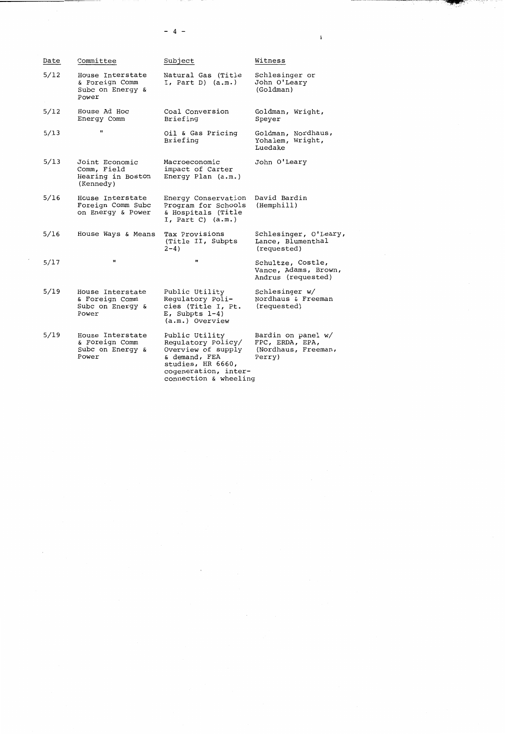| Date | Committee | Subject | Witness |
|---|---|---|---|
| 5/12 | House Interstate & Foreign Comm Subc on Energy & Power | Natural Gas (Title I, Part D) (a.m.) | Schlesinger or John O'Leary (Goldman) |
| 5/12 | House Ad Hoc Energy Comm | Coal Conversion Briefing | Goldman, Wright, Speyer |
| 5/13 | " | Oil & Gas Pricing Briefing | Goldman, Nordhaus, Yohalem, Wright, Luedake |
| 5/13 | Joint Economic Comm, Field Hearing in Boston (Kennedy) | Macroeconomic impact of Carter Energy Plan (a.m.) | John O'Leary |
| 5/16 | House Interstate Foreign Comm Subc on Energy & Power | Energy Conservation Program for Schools & Hospitals (Title I, Part C) (a.m.) | David Bardin (Hemphill) |
| 5/16 | House Ways & Means | Tax Provisions (Title II, Subpts 2-4) | Schlesinger, O'Leary, Lance, Blumenthal (requested) |
| 5/17 | " | " | Schultze, Costle, Vance, Adams, Brown, Andrus (requested) |
| 5/19 | House Interstate & Foreign Comm Subc on Energy & Power | Public Utility Regulatory Policies (Title I, Pt. E, Subpts 1-4) (a.m.) Overview | Schlesinger w/ Nordhaus & Freeman (requested) |
| 5/19 | House Interstate & Foreign Comm Subc on Energy & Power | Public Utility Regulatory Policy/ Overview of supply & demand, FEA studies, HR 6660, cogeneration, interconnection & wheeling | Bardin on panel w/ FPC, ERDA, EPA, (Nordhaus, Freeman, Perry) |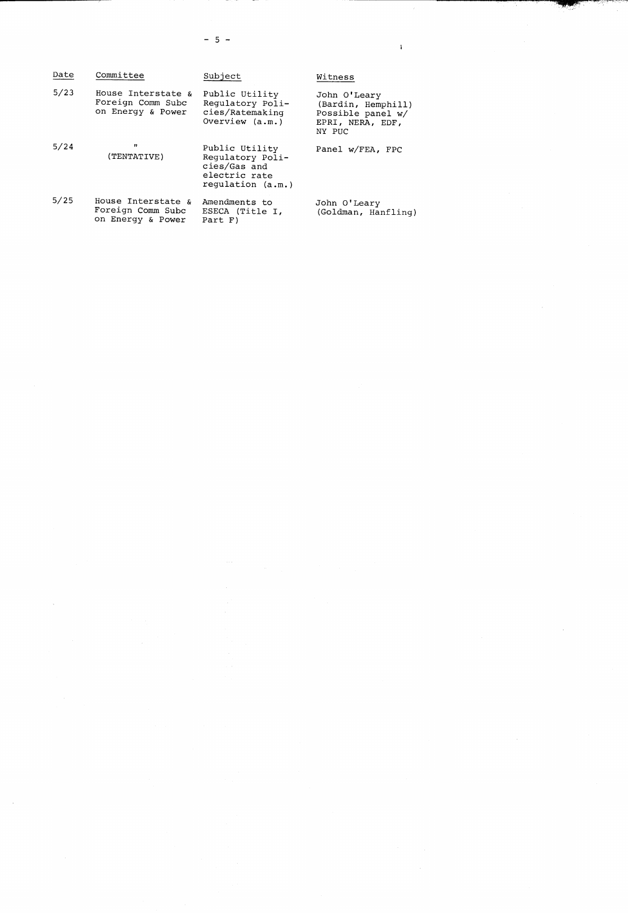| Date | Committee | Subject | Witness |
| --- | --- | --- | --- |
| 5/23 | House Interstate & Foreign Comm Subc on Energy & Power | Public Utility Regulatory Policies/Ratemaking Overview (a.m.) | John O'Leary (Bardin, Hemphill) Possible panel w/ EPRI, NERA, EDF, NY PUC |
| 5/24 | " (TENTATIVE) | Public Utility Regulatory Policies/Gas and electric rate regulation (a.m.) | Panel w/FEA, FPC |
| 5/25 | House Interstate & Foreign Comm Subc on Energy & Power | Amendments to ESECA (Title I, Part F) | John O'Leary (Goldman, Hanfling) |